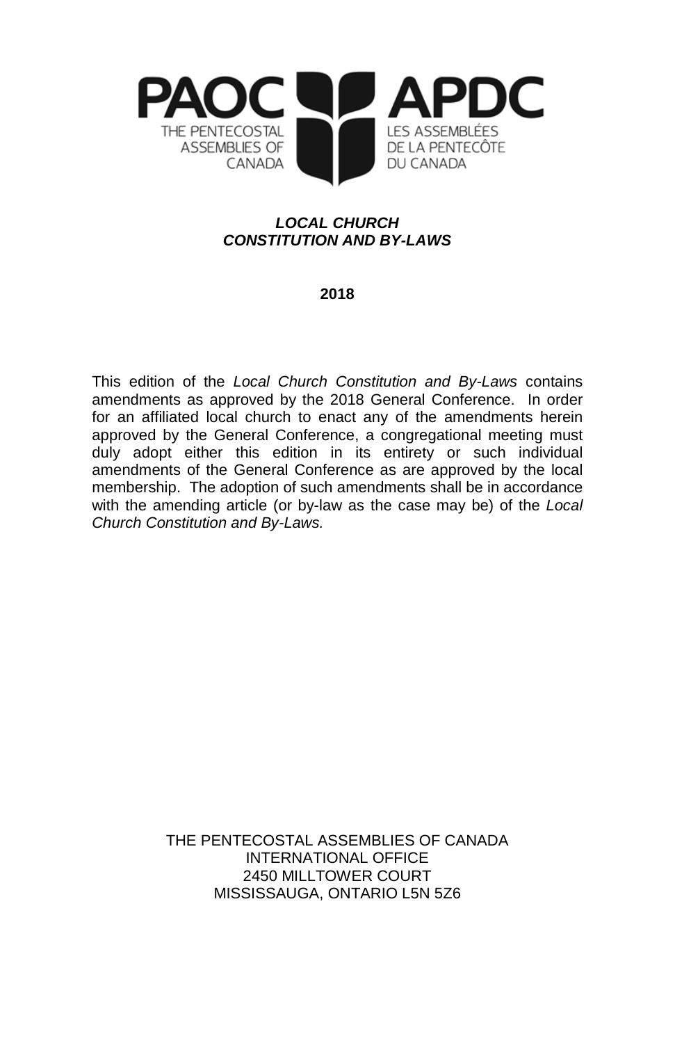PAOC APDC

THE PENTECOSTAL ASSEMBLIES OF CANADA

LES ASSEMBLÉES DE LA PENTECÔTE DU CANADA

# *LOCAL CHURCH CONSTITUTION AND BY-LAWS*

**2018**

This edition of the *Local Church Constitution and By-Laws* contains amendments as approved by the 2018 General Conference. In order for an affiliated local church to enact any of the amendments herein approved by the General Conference, a congregational meeting must duly adopt either this edition in its entirety or such individual amendments of the General Conference as are approved by the local membership. The adoption of such amendments shall be in accordance with the amending article (or by-law as the case may be) of the *Local Church Constitution and By-Laws.*

THE PENTECOSTAL ASSEMBLIES OF CANADA
INTERNATIONAL OFFICE
2450 MILLTOWER COURT
MISSISSAUGA, ONTARIO L5N 5Z6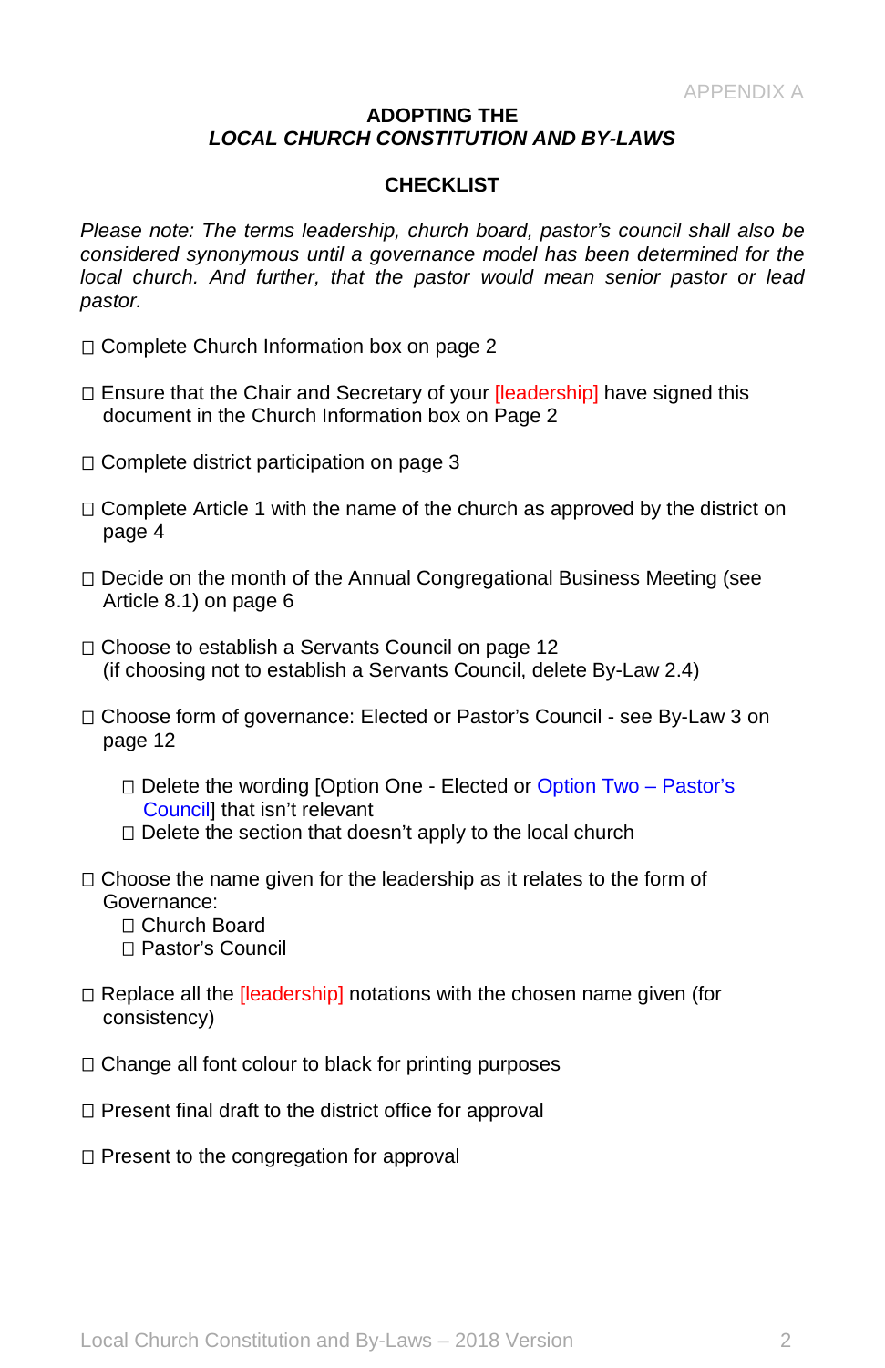APPENDIX A

**ADOPTING THE**
***LOCAL CHURCH CONSTITUTION AND BY-LAWS***

**CHECKLIST**

*Please note: The terms leadership, church board, pastor's council shall also be considered synonymous until a governance model has been determined for the local church. And further, that the pastor would mean senior pastor or lead pastor.*

- [ ] Complete Church Information box on page 2
- [ ] Ensure that the Chair and Secretary of your [leadership] have signed this document in the Church Information box on Page 2
- [ ] Complete district participation on page 3
- [ ] Complete Article 1 with the name of the church as approved by the district on page 4
- [ ] Decide on the month of the Annual Congregational Business Meeting (see Article 8.1) on page 6
- [ ] Choose to establish a Servants Council on page 12 (if choosing not to establish a Servants Council, delete By-Law 2.4)
- [ ] Choose form of governance: Elected or Pastor's Council - see By-Law 3 on page 12
    - [ ] Delete the wording [Option One - Elected or Option Two – Pastor's Council] that isn't relevant
    - [ ] Delete the section that doesn't apply to the local church
- [ ] Choose the name given for the leadership as it relates to the form of Governance:
    - [ ] Church Board
    - [ ] Pastor's Council
- [ ] Replace all the [leadership] notations with the chosen name given (for consistency)
- [ ] Change all font colour to black for printing purposes
- [ ] Present final draft to the district office for approval
- [ ] Present to the congregation for approval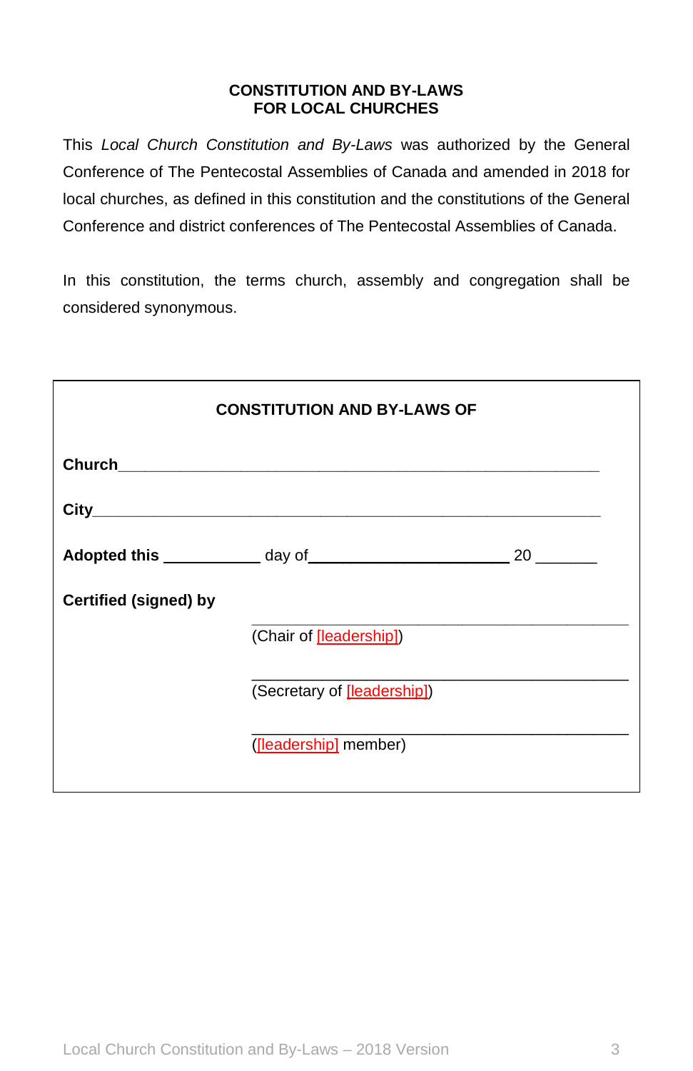**CONSTITUTION AND BY-LAWS**
**FOR LOCAL CHURCHES**

This *Local Church Constitution and By-Laws* was authorized by the General Conference of The Pentecostal Assemblies of Canada and amended in 2018 for local churches, as defined in this constitution and the constitutions of the General Conference and district conferences of The Pentecostal Assemblies of Canada.

In this constitution, the terms church, assembly and congregation shall be considered synonymous.

---

**CONSTITUTION AND BY-LAWS OF**

**Church**\_\_\_\_\_\_\_\_\_\_\_\_\_\_\_\_\_\_\_\_\_\_\_\_\_\_\_\_\_\_\_\_\_\_\_\_\_\_\_\_\_\_\_\_\_\_\_\_\_\_\_\_

**City**\_\_\_\_\_\_\_\_\_\_\_\_\_\_\_\_\_\_\_\_\_\_\_\_\_\_\_\_\_\_\_\_\_\_\_\_\_\_\_\_\_\_\_\_\_\_\_\_\_\_\_\_\_\_

**Adopted this** \_\_\_\_\_\_\_\_\_\_\_ day of\_\_\_\_\_\_\_\_\_\_\_\_\_\_\_\_\_\_\_\_\_\_\_ 20 \_\_\_\_\_\_\_

**Certified (signed) by**

\_\_\_\_\_\_\_\_\_\_\_\_\_\_\_\_\_\_\_\_\_\_\_\_\_\_\_\_\_\_\_\_\_\_\_\_\_\_\_\_\_\_\_
(Chair of [leadership])

\_\_\_\_\_\_\_\_\_\_\_\_\_\_\_\_\_\_\_\_\_\_\_\_\_\_\_\_\_\_\_\_\_\_\_\_\_\_\_\_\_\_\_
(Secretary of [leadership])

\_\_\_\_\_\_\_\_\_\_\_\_\_\_\_\_\_\_\_\_\_\_\_\_\_\_\_\_\_\_\_\_\_\_\_\_\_\_\_\_\_\_\_
([leadership] member)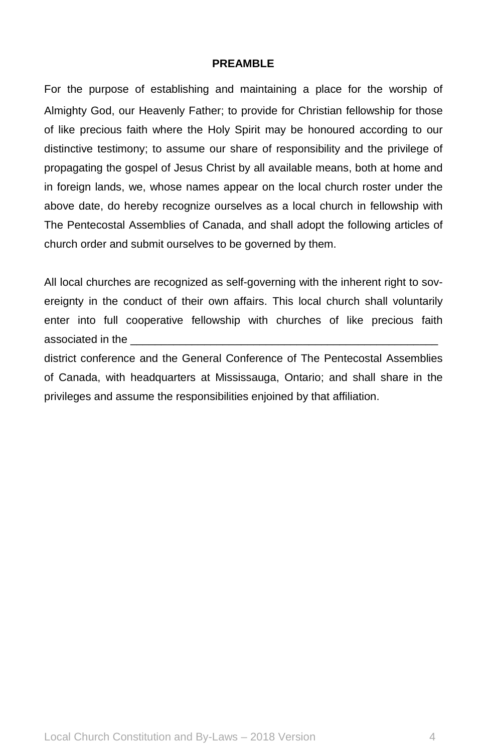## PREAMBLE

For the purpose of establishing and maintaining a place for the worship of Almighty God, our Heavenly Father; to provide for Christian fellowship for those of like precious faith where the Holy Spirit may be honoured according to our distinctive testimony; to assume our share of responsibility and the privilege of propagating the gospel of Jesus Christ by all available means, both at home and in foreign lands, we, whose names appear on the local church roster under the above date, do hereby recognize ourselves as a local church in fellowship with The Pentecostal Assemblies of Canada, and shall adopt the following articles of church order and submit ourselves to be governed by them.

All local churches are recognized as self-governing with the inherent right to sovereignty in the conduct of their own affairs. This local church shall voluntarily enter into full cooperative fellowship with churches of like precious faith associated in the ________________________________________________ district conference and the General Conference of The Pentecostal Assemblies of Canada, with headquarters at Mississauga, Ontario; and shall share in the privileges and assume the responsibilities enjoined by that affiliation.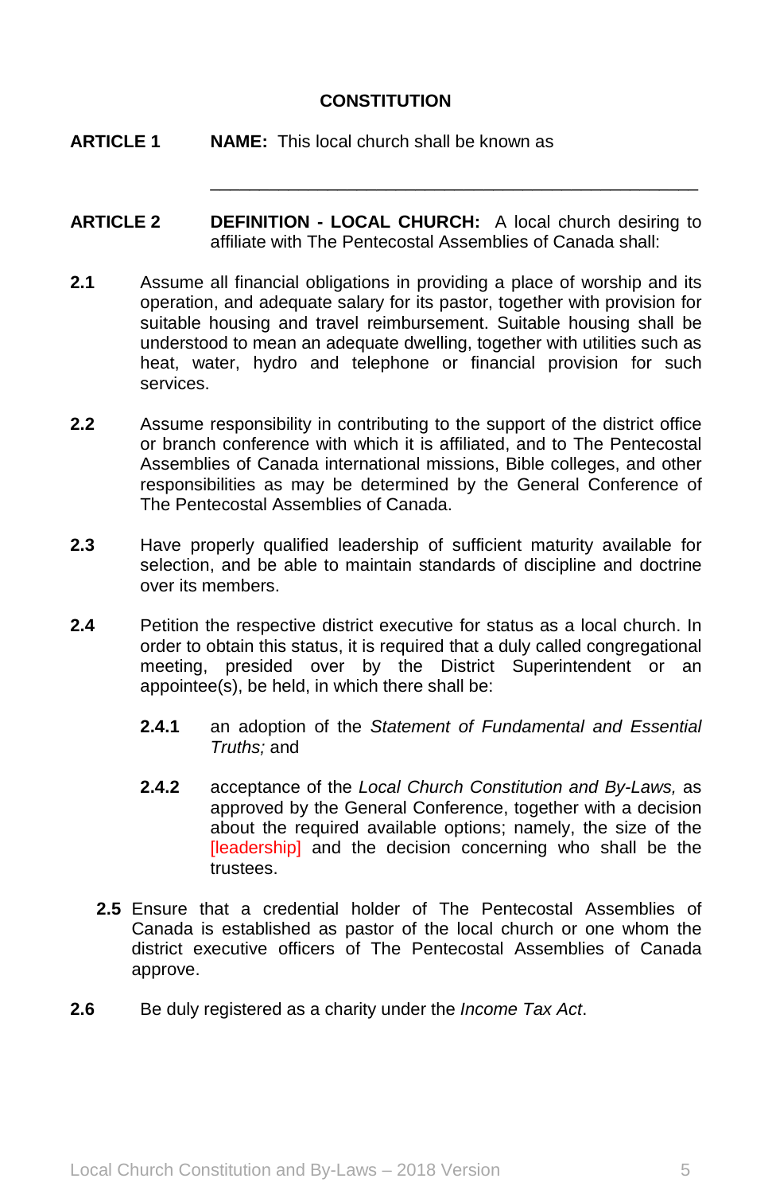# CONSTITUTION

**ARTICLE 1** **NAME:** This local church shall be known as

\_\_\_\_\_\_\_\_\_\_\_\_\_\_\_\_\_\_\_\_\_\_\_\_\_\_\_\_\_\_\_\_\_\_\_\_\_\_\_\_\_\_\_\_\_\_\_\_\_\_

**ARTICLE 2** **DEFINITION - LOCAL CHURCH:** A local church desiring to affiliate with The Pentecostal Assemblies of Canada shall:

**2.1** Assume all financial obligations in providing a place of worship and its operation, and adequate salary for its pastor, together with provision for suitable housing and travel reimbursement. Suitable housing shall be understood to mean an adequate dwelling, together with utilities such as heat, water, hydro and telephone or financial provision for such services.

**2.2** Assume responsibility in contributing to the support of the district office or branch conference with which it is affiliated, and to The Pentecostal Assemblies of Canada international missions, Bible colleges, and other responsibilities as may be determined by the General Conference of The Pentecostal Assemblies of Canada.

**2.3** Have properly qualified leadership of sufficient maturity available for selection, and be able to maintain standards of discipline and doctrine over its members.

**2.4** Petition the respective district executive for status as a local church. In order to obtain this status, it is required that a duly called congregational meeting, presided over by the District Superintendent or an appointee(s), be held, in which there shall be:

**2.4.1** an adoption of the *Statement of Fundamental and Essential Truths;* and

**2.4.2** acceptance of the *Local Church Constitution and By-Laws,* as approved by the General Conference, together with a decision about the required available options; namely, the size of the [leadership] and the decision concerning who shall be the trustees.

**2.5** Ensure that a credential holder of The Pentecostal Assemblies of Canada is established as pastor of the local church or one whom the district executive officers of The Pentecostal Assemblies of Canada approve.

**2.6** Be duly registered as a charity under the *Income Tax Act*.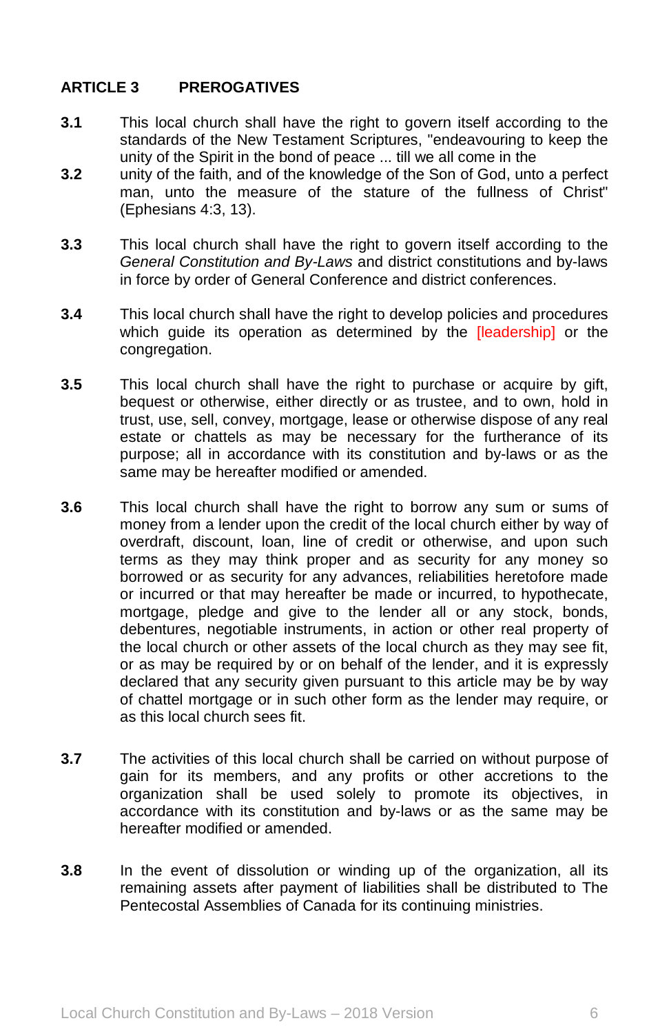## ARTICLE 3 PREROGATIVES

**3.1** This local church shall have the right to govern itself according to the standards of the New Testament Scriptures, "endeavouring to keep the unity of the Spirit in the bond of peace ... till we all come in the

**3.2** unity of the faith, and of the knowledge of the Son of God, unto a perfect man, unto the measure of the stature of the fullness of Christ" (Ephesians 4:3, 13).

**3.3** This local church shall have the right to govern itself according to the *General Constitution and By-Laws* and district constitutions and by-laws in force by order of General Conference and district conferences.

**3.4** This local church shall have the right to develop policies and procedures which guide its operation as determined by the [leadership] or the congregation.

**3.5** This local church shall have the right to purchase or acquire by gift, bequest or otherwise, either directly or as trustee, and to own, hold in trust, use, sell, convey, mortgage, lease or otherwise dispose of any real estate or chattels as may be necessary for the furtherance of its purpose; all in accordance with its constitution and by-laws or as the same may be hereafter modified or amended.

**3.6** This local church shall have the right to borrow any sum or sums of money from a lender upon the credit of the local church either by way of overdraft, discount, loan, line of credit or otherwise, and upon such terms as they may think proper and as security for any money so borrowed or as security for any advances, reliabilities heretofore made or incurred or that may hereafter be made or incurred, to hypothecate, mortgage, pledge and give to the lender all or any stock, bonds, debentures, negotiable instruments, in action or other real property of the local church or other assets of the local church as they may see fit, or as may be required by or on behalf of the lender, and it is expressly declared that any security given pursuant to this article may be by way of chattel mortgage or in such other form as the lender may require, or as this local church sees fit.

**3.7** The activities of this local church shall be carried on without purpose of gain for its members, and any profits or other accretions to the organization shall be used solely to promote its objectives, in accordance with its constitution and by-laws or as the same may be hereafter modified or amended.

**3.8** In the event of dissolution or winding up of the organization, all its remaining assets after payment of liabilities shall be distributed to The Pentecostal Assemblies of Canada for its continuing ministries.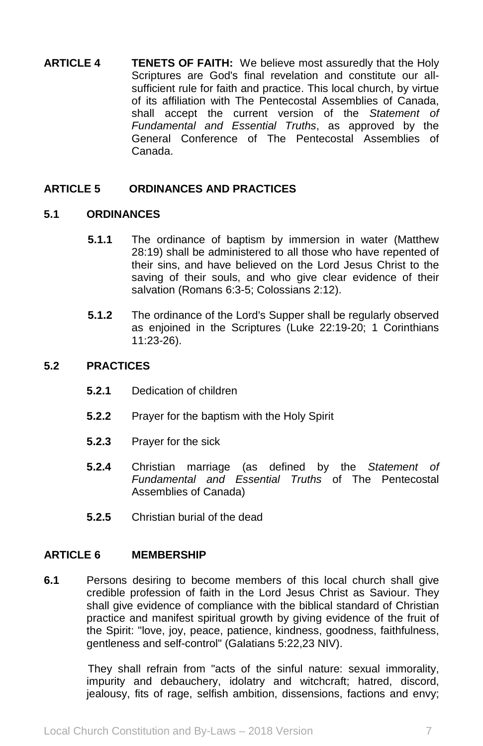**ARTICLE 4 TENETS OF FAITH:** We believe most assuredly that the Holy Scriptures are God's final revelation and constitute our all-sufficient rule for faith and practice. This local church, by virtue of its affiliation with The Pentecostal Assemblies of Canada, shall accept the current version of the *Statement of Fundamental and Essential Truths*, as approved by the General Conference of The Pentecostal Assemblies of Canada.

## ARTICLE 5 ORDINANCES AND PRACTICES

### 5.1 ORDINANCES

**5.1.1** The ordinance of baptism by immersion in water (Matthew 28:19) shall be administered to all those who have repented of their sins, and have believed on the Lord Jesus Christ to the saving of their souls, and who give clear evidence of their salvation (Romans 6:3-5; Colossians 2:12).

**5.1.2** The ordinance of the Lord's Supper shall be regularly observed as enjoined in the Scriptures (Luke 22:19-20; 1 Corinthians 11:23-26).

### 5.2 PRACTICES

**5.2.1** Dedication of children

**5.2.2** Prayer for the baptism with the Holy Spirit

**5.2.3** Prayer for the sick

**5.2.4** Christian marriage (as defined by the *Statement of Fundamental and Essential Truths* of The Pentecostal Assemblies of Canada)

**5.2.5** Christian burial of the dead

## ARTICLE 6 MEMBERSHIP

**6.1** Persons desiring to become members of this local church shall give credible profession of faith in the Lord Jesus Christ as Saviour. They shall give evidence of compliance with the biblical standard of Christian practice and manifest spiritual growth by giving evidence of the fruit of the Spirit: "love, joy, peace, patience, kindness, goodness, faithfulness, gentleness and self-control" (Galatians 5:22,23 NIV).

They shall refrain from "acts of the sinful nature: sexual immorality, impurity and debauchery, idolatry and witchcraft; hatred, discord, jealousy, fits of rage, selfish ambition, dissensions, factions and envy;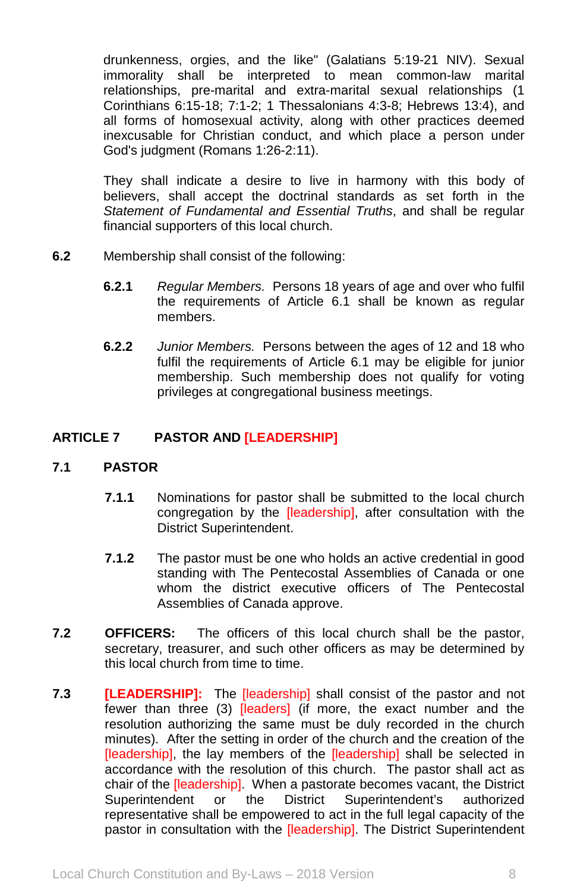drunkenness, orgies, and the like" (Galatians 5:19-21 NIV). Sexual immorality shall be interpreted to mean common-law marital relationships, pre-marital and extra-marital sexual relationships (1 Corinthians 6:15-18; 7:1-2; 1 Thessalonians 4:3-8; Hebrews 13:4), and all forms of homosexual activity, along with other practices deemed inexcusable for Christian conduct, and which place a person under God's judgment (Romans 1:26-2:11).

They shall indicate a desire to live in harmony with this body of believers, shall accept the doctrinal standards as set forth in the *Statement of Fundamental and Essential Truths*, and shall be regular financial supporters of this local church.

**6.2** Membership shall consist of the following:

**6.2.1** *Regular Members.* Persons 18 years of age and over who fulfil the requirements of Article 6.1 shall be known as regular members.

**6.2.2** *Junior Members.* Persons between the ages of 12 and 18 who fulfil the requirements of Article 6.1 may be eligible for junior membership. Such membership does not qualify for voting privileges at congregational business meetings.

## ARTICLE 7 PASTOR AND [LEADERSHIP]

### 7.1 PASTOR

**7.1.1** Nominations for pastor shall be submitted to the local church congregation by the [leadership], after consultation with the District Superintendent.

**7.1.2** The pastor must be one who holds an active credential in good standing with The Pentecostal Assemblies of Canada or one whom the district executive officers of The Pentecostal Assemblies of Canada approve.

**7.2** **OFFICERS:** The officers of this local church shall be the pastor, secretary, treasurer, and such other officers as may be determined by this local church from time to time.

**7.3** **[LEADERSHIP]:** The [leadership] shall consist of the pastor and not fewer than three (3) [leaders] (if more, the exact number and the resolution authorizing the same must be duly recorded in the church minutes). After the setting in order of the church and the creation of the [leadership], the lay members of the [leadership] shall be selected in accordance with the resolution of this church. The pastor shall act as chair of the [leadership]. When a pastorate becomes vacant, the District Superintendent or the District Superintendent's authorized representative shall be empowered to act in the full legal capacity of the pastor in consultation with the [leadership]. The District Superintendent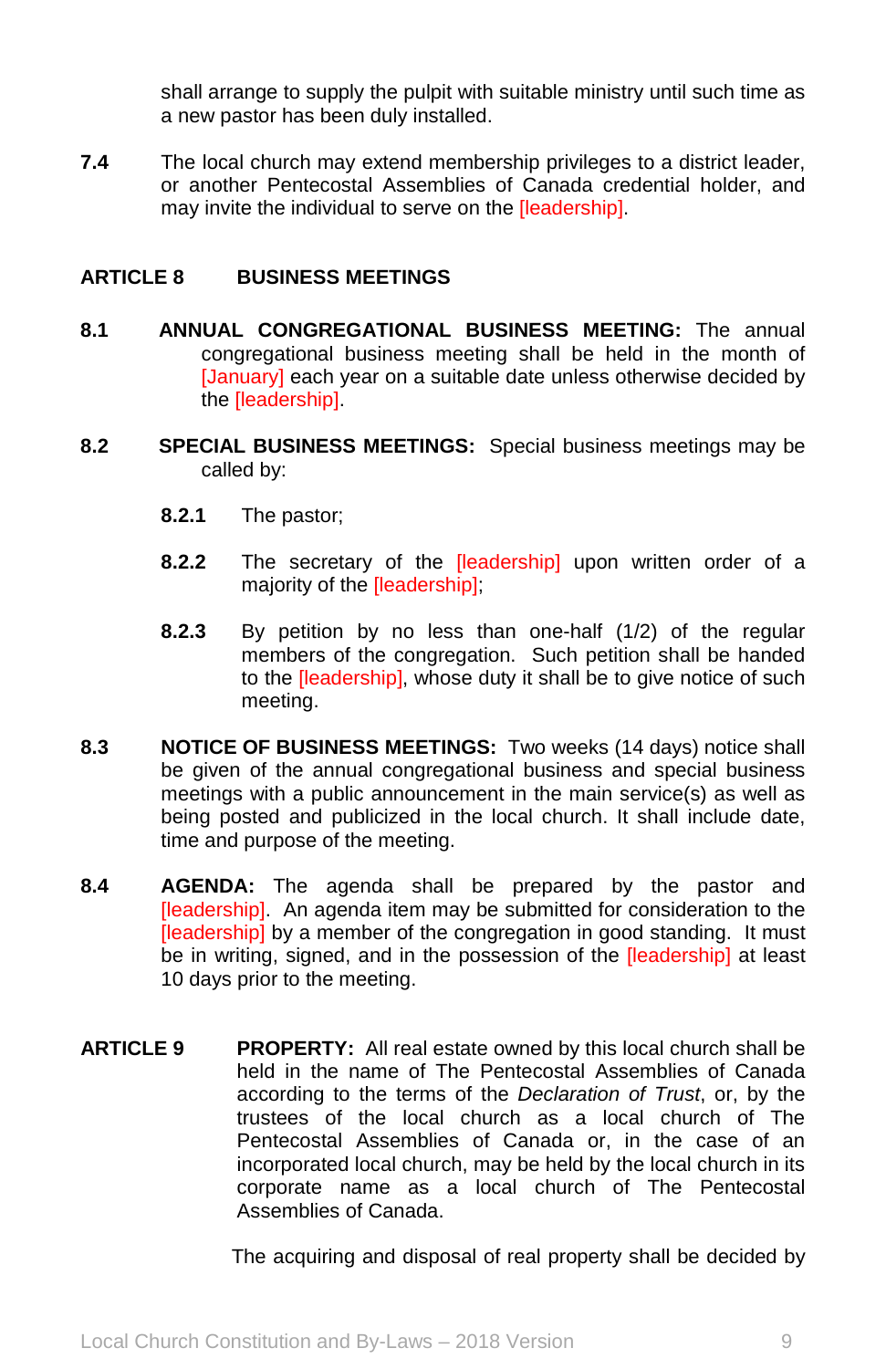shall arrange to supply the pulpit with suitable ministry until such time as a new pastor has been duly installed.

**7.4** The local church may extend membership privileges to a district leader, or another Pentecostal Assemblies of Canada credential holder, and may invite the individual to serve on the [leadership].

## ARTICLE 8 BUSINESS MEETINGS

**8.1** **ANNUAL CONGREGATIONAL BUSINESS MEETING:** The annual congregational business meeting shall be held in the month of [January] each year on a suitable date unless otherwise decided by the [leadership].

**8.2** **SPECIAL BUSINESS MEETINGS:** Special business meetings may be called by:

**8.2.1** The pastor;

**8.2.2** The secretary of the [leadership] upon written order of a majority of the [leadership];

**8.2.3** By petition by no less than one-half (1/2) of the regular members of the congregation. Such petition shall be handed to the [leadership], whose duty it shall be to give notice of such meeting.

**8.3** **NOTICE OF BUSINESS MEETINGS:** Two weeks (14 days) notice shall be given of the annual congregational business and special business meetings with a public announcement in the main service(s) as well as being posted and publicized in the local church. It shall include date, time and purpose of the meeting.

**8.4** **AGENDA:** The agenda shall be prepared by the pastor and [leadership]. An agenda item may be submitted for consideration to the [leadership] by a member of the congregation in good standing. It must be in writing, signed, and in the possession of the [leadership] at least 10 days prior to the meeting.

## ARTICLE 9 PROPERTY:

All real estate owned by this local church shall be held in the name of The Pentecostal Assemblies of Canada according to the terms of the *Declaration of Trust*, or, by the trustees of the local church as a local church of The Pentecostal Assemblies of Canada or, in the case of an incorporated local church, may be held by the local church in its corporate name as a local church of The Pentecostal Assemblies of Canada.

The acquiring and disposal of real property shall be decided by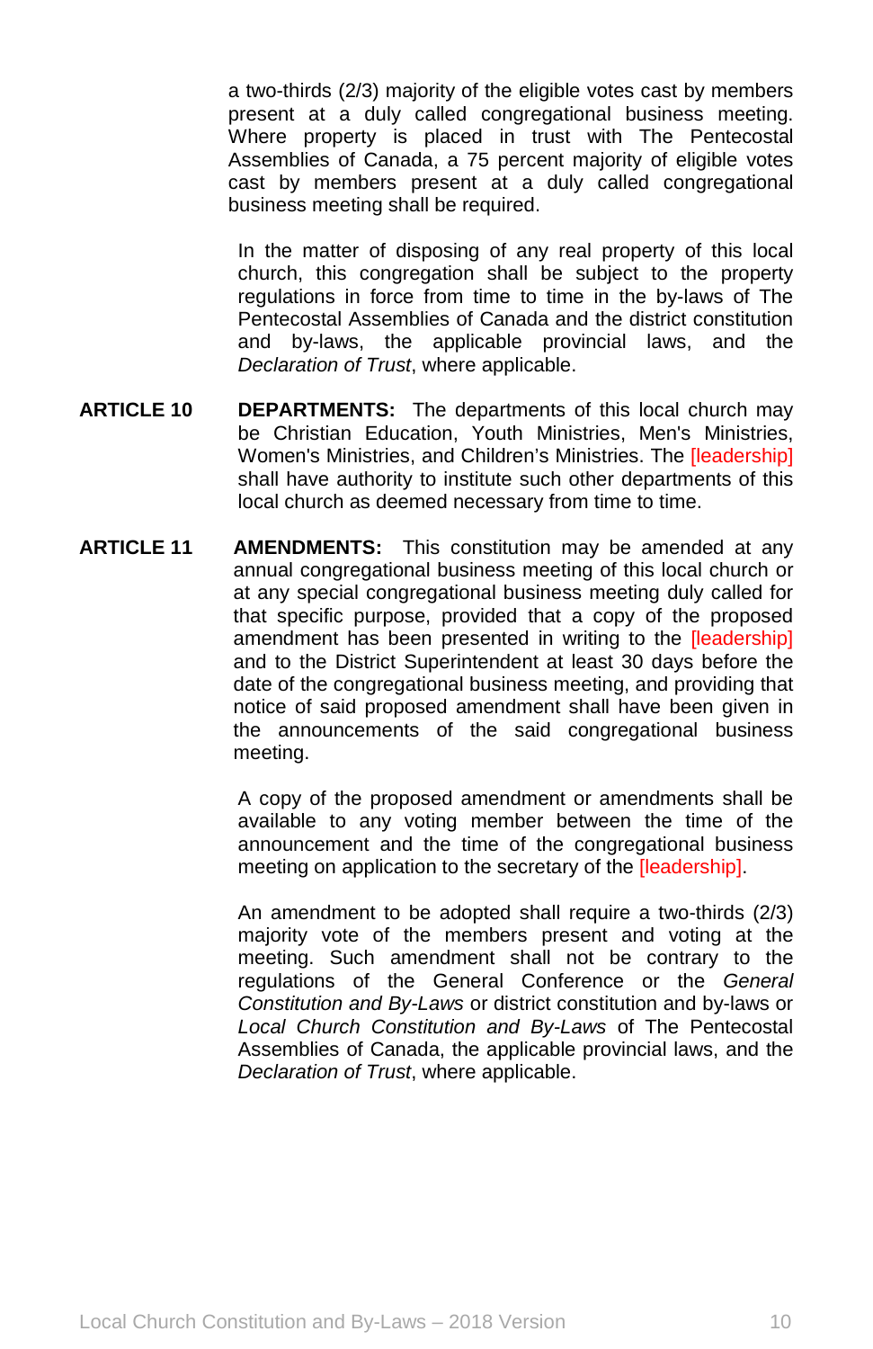a two-thirds (2/3) majority of the eligible votes cast by members present at a duly called congregational business meeting. Where property is placed in trust with The Pentecostal Assemblies of Canada, a 75 percent majority of eligible votes cast by members present at a duly called congregational business meeting shall be required.

In the matter of disposing of any real property of this local church, this congregation shall be subject to the property regulations in force from time to time in the by-laws of The Pentecostal Assemblies of Canada and the district constitution and by-laws, the applicable provincial laws, and the *Declaration of Trust*, where applicable.

**ARTICLE 10** **DEPARTMENTS:** The departments of this local church may be Christian Education, Youth Ministries, Men's Ministries, Women's Ministries, and Children's Ministries. The [leadership] shall have authority to institute such other departments of this local church as deemed necessary from time to time.

**ARTICLE 11** **AMENDMENTS:** This constitution may be amended at any annual congregational business meeting of this local church or at any special congregational business meeting duly called for that specific purpose, provided that a copy of the proposed amendment has been presented in writing to the [leadership] and to the District Superintendent at least 30 days before the date of the congregational business meeting, and providing that notice of said proposed amendment shall have been given in the announcements of the said congregational business meeting.

A copy of the proposed amendment or amendments shall be available to any voting member between the time of the announcement and the time of the congregational business meeting on application to the secretary of the [leadership].

An amendment to be adopted shall require a two-thirds (2/3) majority vote of the members present and voting at the meeting. Such amendment shall not be contrary to the regulations of the General Conference or the *General Constitution and By-Laws* or district constitution and by-laws or *Local Church Constitution and By-Laws* of The Pentecostal Assemblies of Canada, the applicable provincial laws, and the *Declaration of Trust*, where applicable.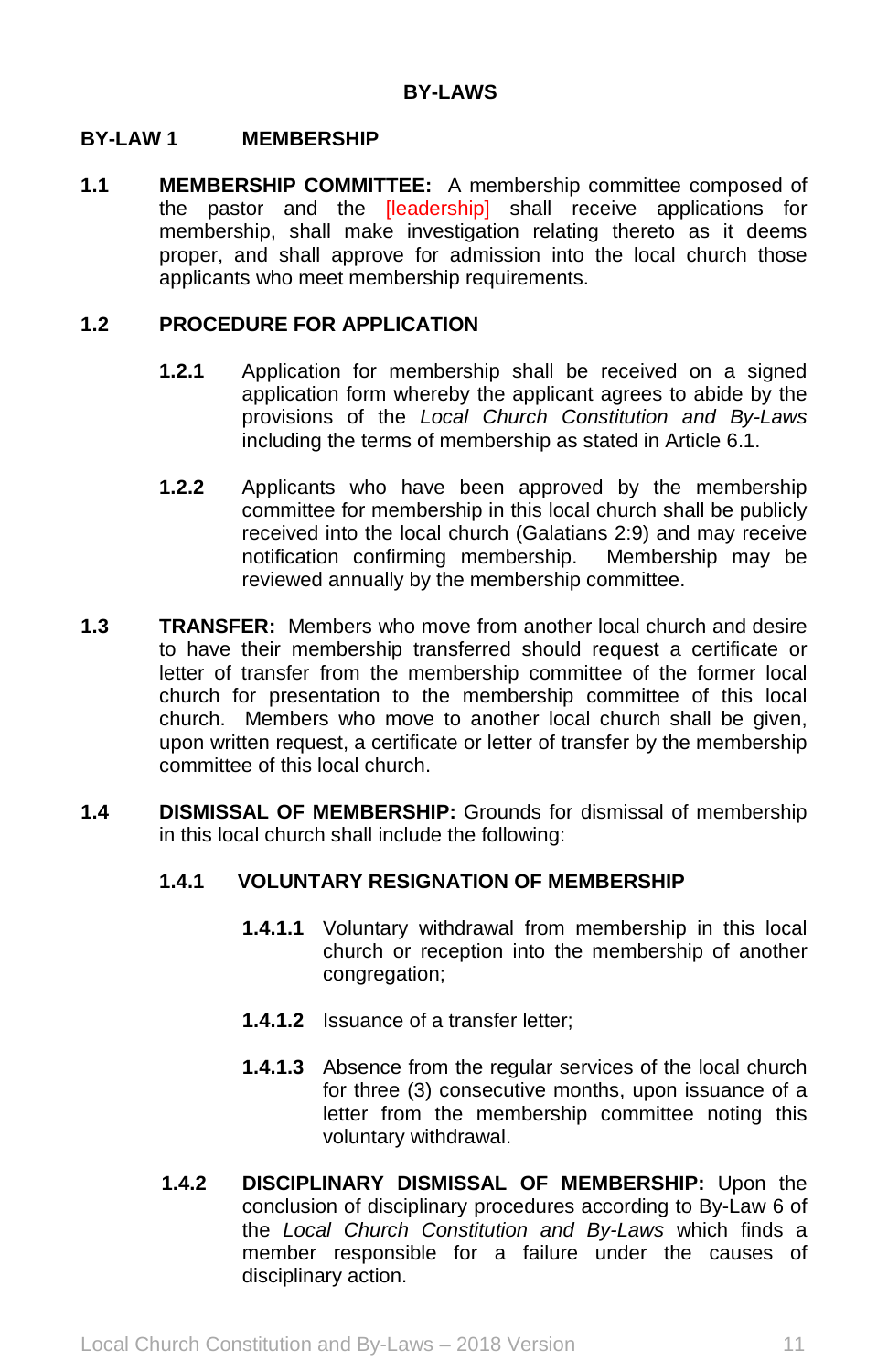# BY-LAWS

## BY-LAW 1 MEMBERSHIP

**1.1 MEMBERSHIP COMMITTEE:** A membership committee composed of the pastor and the [leadership] shall receive applications for membership, shall make investigation relating thereto as it deems proper, and shall approve for admission into the local church those applicants who meet membership requirements.

**1.2 PROCEDURE FOR APPLICATION**

**1.2.1** Application for membership shall be received on a signed application form whereby the applicant agrees to abide by the provisions of the *Local Church Constitution and By-Laws* including the terms of membership as stated in Article 6.1.

**1.2.2** Applicants who have been approved by the membership committee for membership in this local church shall be publicly received into the local church (Galatians 2:9) and may receive notification confirming membership. Membership may be reviewed annually by the membership committee.

**1.3 TRANSFER:** Members who move from another local church and desire to have their membership transferred should request a certificate or letter of transfer from the membership committee of the former local church for presentation to the membership committee of this local church. Members who move to another local church shall be given, upon written request, a certificate or letter of transfer by the membership committee of this local church.

**1.4 DISMISSAL OF MEMBERSHIP:** Grounds for dismissal of membership in this local church shall include the following:

**1.4.1 VOLUNTARY RESIGNATION OF MEMBERSHIP**

**1.4.1.1** Voluntary withdrawal from membership in this local church or reception into the membership of another congregation;

**1.4.1.2** Issuance of a transfer letter;

**1.4.1.3** Absence from the regular services of the local church for three (3) consecutive months, upon issuance of a letter from the membership committee noting this voluntary withdrawal.

**1.4.2 DISCIPLINARY DISMISSAL OF MEMBERSHIP:** Upon the conclusion of disciplinary procedures according to By-Law 6 of the *Local Church Constitution and By-Laws* which finds a member responsible for a failure under the causes of disciplinary action.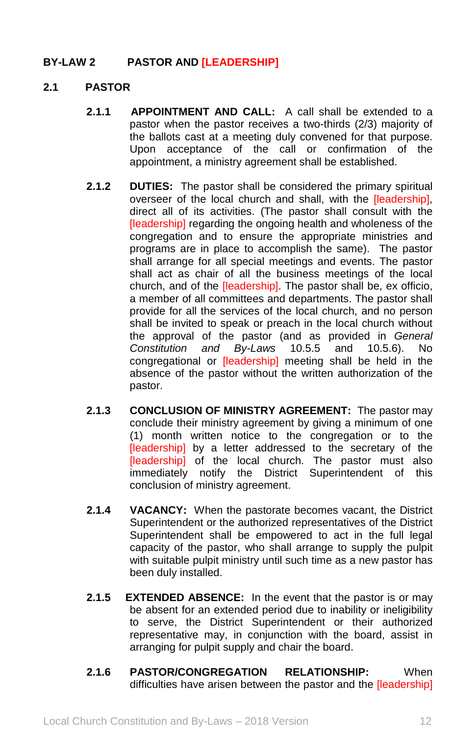## BY-LAW 2 PASTOR AND [LEADERSHIP]

### 2.1 PASTOR

**2.1.1 APPOINTMENT AND CALL:** A call shall be extended to a pastor when the pastor receives a two-thirds (2/3) majority of the ballots cast at a meeting duly convened for that purpose. Upon acceptance of the call or confirmation of the appointment, a ministry agreement shall be established.

**2.1.2 DUTIES:** The pastor shall be considered the primary spiritual overseer of the local church and shall, with the [leadership], direct all of its activities. (The pastor shall consult with the [leadership] regarding the ongoing health and wholeness of the congregation and to ensure the appropriate ministries and programs are in place to accomplish the same). The pastor shall arrange for all special meetings and events. The pastor shall act as chair of all the business meetings of the local church, and of the [leadership]. The pastor shall be, ex officio, a member of all committees and departments. The pastor shall provide for all the services of the local church, and no person shall be invited to speak or preach in the local church without the approval of the pastor (and as provided in *General Constitution and By-Laws* 10.5.5 and 10.5.6). No congregational or [leadership] meeting shall be held in the absence of the pastor without the written authorization of the pastor.

**2.1.3 CONCLUSION OF MINISTRY AGREEMENT:** The pastor may conclude their ministry agreement by giving a minimum of one (1) month written notice to the congregation or to the [leadership] by a letter addressed to the secretary of the [leadership] of the local church. The pastor must also immediately notify the District Superintendent of this conclusion of ministry agreement.

**2.1.4 VACANCY:** When the pastorate becomes vacant, the District Superintendent or the authorized representatives of the District Superintendent shall be empowered to act in the full legal capacity of the pastor, who shall arrange to supply the pulpit with suitable pulpit ministry until such time as a new pastor has been duly installed.

**2.1.5 EXTENDED ABSENCE:** In the event that the pastor is or may be absent for an extended period due to inability or ineligibility to serve, the District Superintendent or their authorized representative may, in conjunction with the board, assist in arranging for pulpit supply and chair the board.

**2.1.6 PASTOR/CONGREGATION RELATIONSHIP:** When difficulties have arisen between the pastor and the [leadership]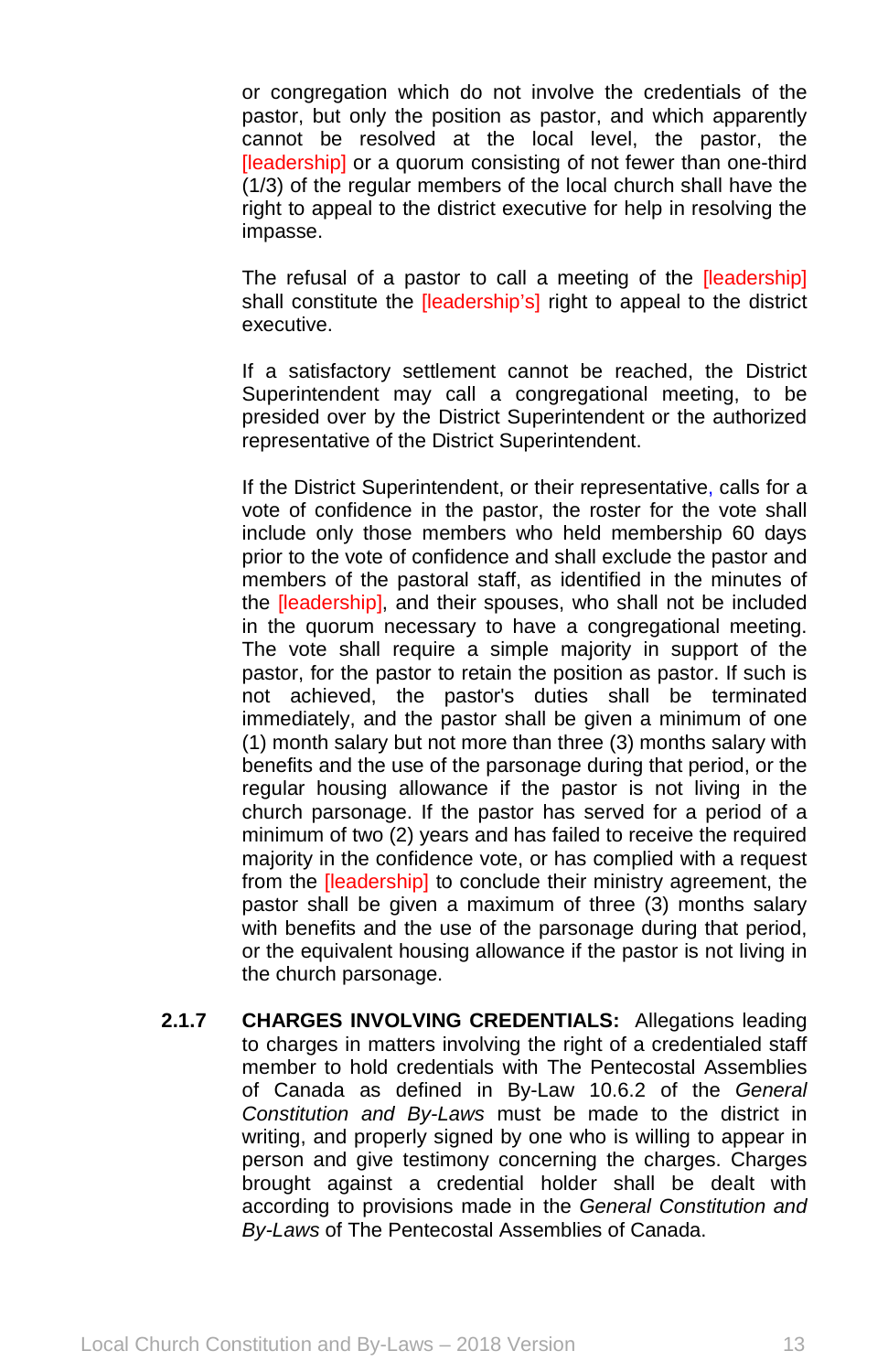or congregation which do not involve the credentials of the pastor, but only the position as pastor, and which apparently cannot be resolved at the local level, the pastor, the [leadership] or a quorum consisting of not fewer than one-third (1/3) of the regular members of the local church shall have the right to appeal to the district executive for help in resolving the impasse.

The refusal of a pastor to call a meeting of the [leadership] shall constitute the [leadership's] right to appeal to the district executive.

If a satisfactory settlement cannot be reached, the District Superintendent may call a congregational meeting, to be presided over by the District Superintendent or the authorized representative of the District Superintendent.

If the District Superintendent, or their representative, calls for a vote of confidence in the pastor, the roster for the vote shall include only those members who held membership 60 days prior to the vote of confidence and shall exclude the pastor and members of the pastoral staff, as identified in the minutes of the [leadership], and their spouses, who shall not be included in the quorum necessary to have a congregational meeting. The vote shall require a simple majority in support of the pastor, for the pastor to retain the position as pastor. If such is not achieved, the pastor's duties shall be terminated immediately, and the pastor shall be given a minimum of one (1) month salary but not more than three (3) months salary with benefits and the use of the parsonage during that period, or the regular housing allowance if the pastor is not living in the church parsonage. If the pastor has served for a period of a minimum of two (2) years and has failed to receive the required majority in the confidence vote, or has complied with a request from the [leadership] to conclude their ministry agreement, the pastor shall be given a maximum of three (3) months salary with benefits and the use of the parsonage during that period, or the equivalent housing allowance if the pastor is not living in the church parsonage.

**2.1.7 CHARGES INVOLVING CREDENTIALS:** Allegations leading to charges in matters involving the right of a credentialed staff member to hold credentials with The Pentecostal Assemblies of Canada as defined in By-Law 10.6.2 of the *General Constitution and By-Laws* must be made to the district in writing, and properly signed by one who is willing to appear in person and give testimony concerning the charges. Charges brought against a credential holder shall be dealt with according to provisions made in the *General Constitution and By-Laws* of The Pentecostal Assemblies of Canada.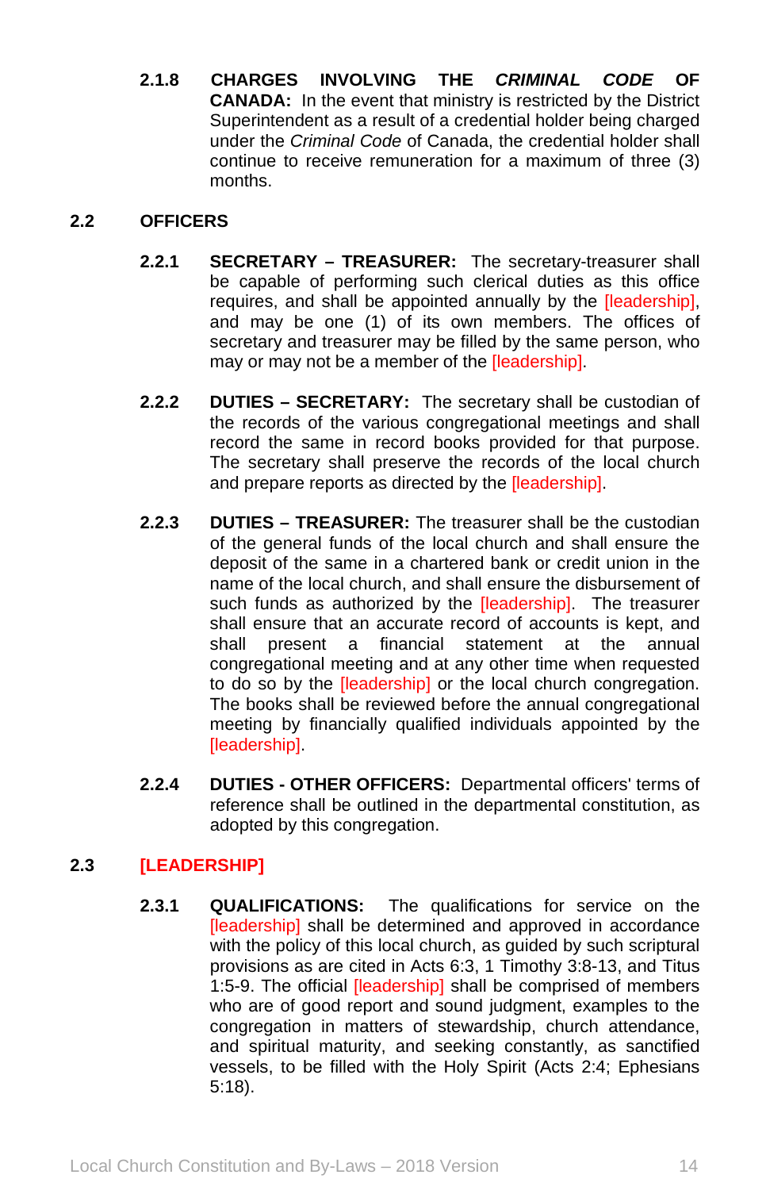**2.1.8 CHARGES INVOLVING THE *CRIMINAL CODE* OF CANADA:** In the event that ministry is restricted by the District Superintendent as a result of a credential holder being charged under the *Criminal Code* of Canada, the credential holder shall continue to receive remuneration for a maximum of three (3) months.

## 2.2 OFFICERS

**2.2.1 SECRETARY – TREASURER:** The secretary-treasurer shall be capable of performing such clerical duties as this office requires, and shall be appointed annually by the [leadership], and may be one (1) of its own members. The offices of secretary and treasurer may be filled by the same person, who may or may not be a member of the [leadership].

**2.2.2 DUTIES – SECRETARY:** The secretary shall be custodian of the records of the various congregational meetings and shall record the same in record books provided for that purpose. The secretary shall preserve the records of the local church and prepare reports as directed by the [leadership].

**2.2.3 DUTIES – TREASURER:** The treasurer shall be the custodian of the general funds of the local church and shall ensure the deposit of the same in a chartered bank or credit union in the name of the local church, and shall ensure the disbursement of such funds as authorized by the [leadership]. The treasurer shall ensure that an accurate record of accounts is kept, and shall present a financial statement at the annual congregational meeting and at any other time when requested to do so by the [leadership] or the local church congregation. The books shall be reviewed before the annual congregational meeting by financially qualified individuals appointed by the [leadership].

**2.2.4 DUTIES - OTHER OFFICERS:** Departmental officers' terms of reference shall be outlined in the departmental constitution, as adopted by this congregation.

## 2.3 [LEADERSHIP]

**2.3.1 QUALIFICATIONS:** The qualifications for service on the [leadership] shall be determined and approved in accordance with the policy of this local church, as guided by such scriptural provisions as are cited in Acts 6:3, 1 Timothy 3:8-13, and Titus 1:5-9. The official [leadership] shall be comprised of members who are of good report and sound judgment, examples to the congregation in matters of stewardship, church attendance, and spiritual maturity, and seeking constantly, as sanctified vessels, to be filled with the Holy Spirit (Acts 2:4; Ephesians 5:18).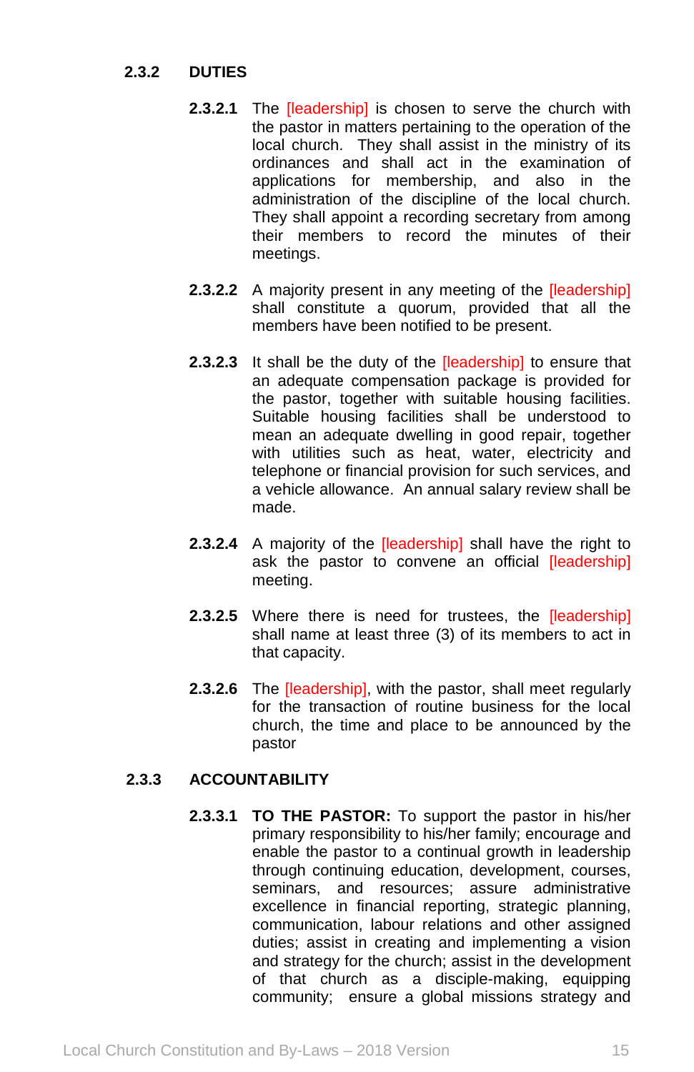### 2.3.2 DUTIES

**2.3.2.1** The [leadership] is chosen to serve the church with the pastor in matters pertaining to the operation of the local church. They shall assist in the ministry of its ordinances and shall act in the examination of applications for membership, and also in the administration of the discipline of the local church. They shall appoint a recording secretary from among their members to record the minutes of their meetings.

**2.3.2.2** A majority present in any meeting of the [leadership] shall constitute a quorum, provided that all the members have been notified to be present.

**2.3.2.3** It shall be the duty of the [leadership] to ensure that an adequate compensation package is provided for the pastor, together with suitable housing facilities. Suitable housing facilities shall be understood to mean an adequate dwelling in good repair, together with utilities such as heat, water, electricity and telephone or financial provision for such services, and a vehicle allowance. An annual salary review shall be made.

**2.3.2.4** A majority of the [leadership] shall have the right to ask the pastor to convene an official [leadership] meeting.

**2.3.2.5** Where there is need for trustees, the [leadership] shall name at least three (3) of its members to act in that capacity.

**2.3.2.6** The [leadership], with the pastor, shall meet regularly for the transaction of routine business for the local church, the time and place to be announced by the pastor

### 2.3.3 ACCOUNTABILITY

**2.3.3.1** **TO THE PASTOR:** To support the pastor in his/her primary responsibility to his/her family; encourage and enable the pastor to a continual growth in leadership through continuing education, development, courses, seminars, and resources; assure administrative excellence in financial reporting, strategic planning, communication, labour relations and other assigned duties; assist in creating and implementing a vision and strategy for the church; assist in the development of that church as a disciple-making, equipping community; ensure a global missions strategy and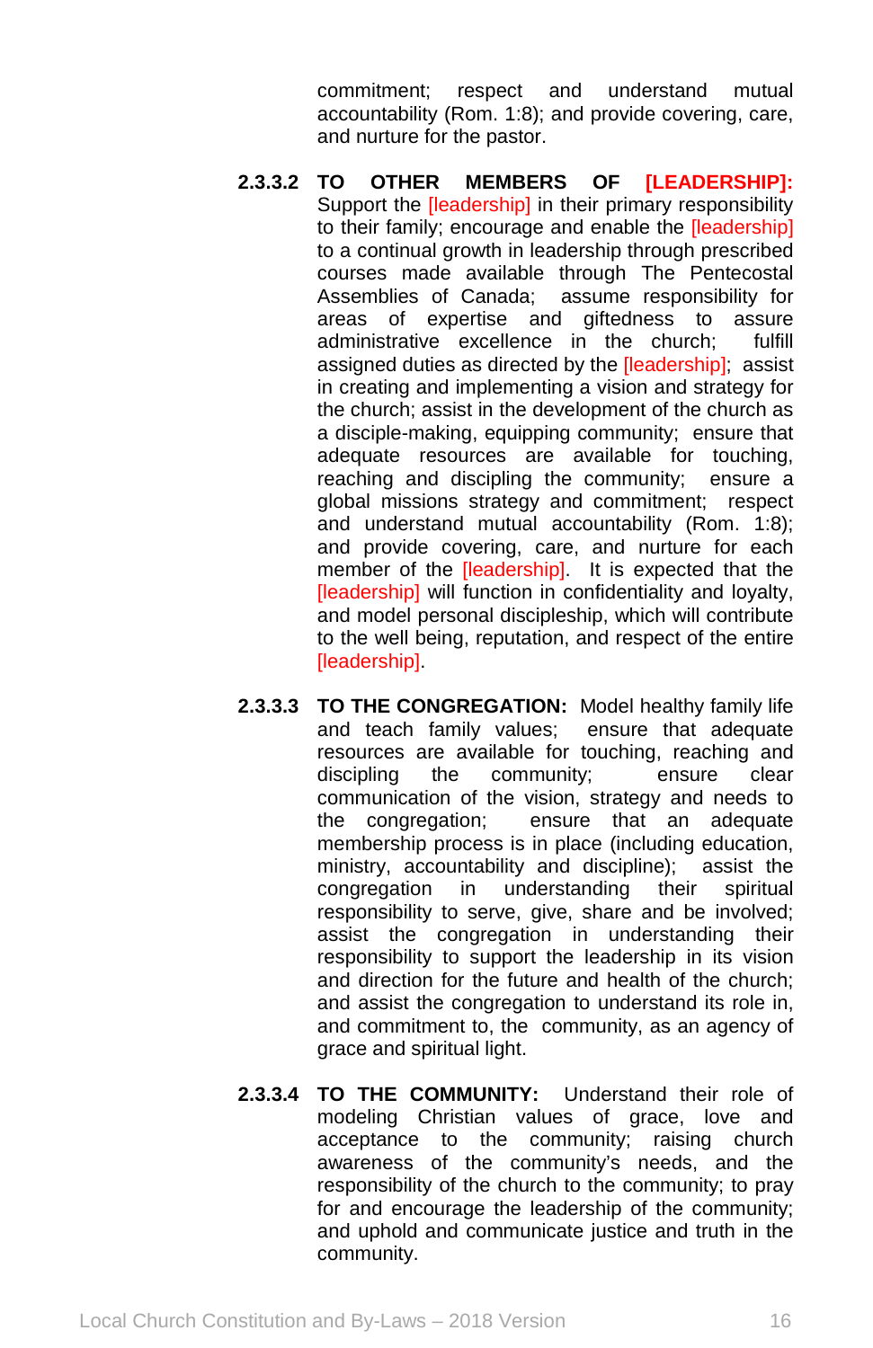commitment; respect and understand mutual accountability (Rom. 1:8); and provide covering, care, and nurture for the pastor.

**2.3.3.2 TO OTHER MEMBERS OF [LEADERSHIP]:** Support the [leadership] in their primary responsibility to their family; encourage and enable the [leadership] to a continual growth in leadership through prescribed courses made available through The Pentecostal Assemblies of Canada; assume responsibility for areas of expertise and giftedness to assure administrative excellence in the church; fulfill assigned duties as directed by the [leadership]; assist in creating and implementing a vision and strategy for the church; assist in the development of the church as a disciple-making, equipping community; ensure that adequate resources are available for touching, reaching and discipling the community; ensure a global missions strategy and commitment; respect and understand mutual accountability (Rom. 1:8); and provide covering, care, and nurture for each member of the [leadership]. It is expected that the [leadership] will function in confidentiality and loyalty, and model personal discipleship, which will contribute to the well being, reputation, and respect of the entire [leadership].

**2.3.3.3 TO THE CONGREGATION:** Model healthy family life and teach family values; ensure that adequate resources are available for touching, reaching and discipling the community; ensure clear communication of the vision, strategy and needs to the congregation; ensure that an adequate membership process is in place (including education, ministry, accountability and discipline); assist the congregation in understanding their spiritual responsibility to serve, give, share and be involved; assist the congregation in understanding their responsibility to support the leadership in its vision and direction for the future and health of the church; and assist the congregation to understand its role in, and commitment to, the community, as an agency of grace and spiritual light.

**2.3.3.4 TO THE COMMUNITY:** Understand their role of modeling Christian values of grace, love and acceptance to the community; raising church awareness of the community's needs, and the responsibility of the church to the community; to pray for and encourage the leadership of the community; and uphold and communicate justice and truth in the community.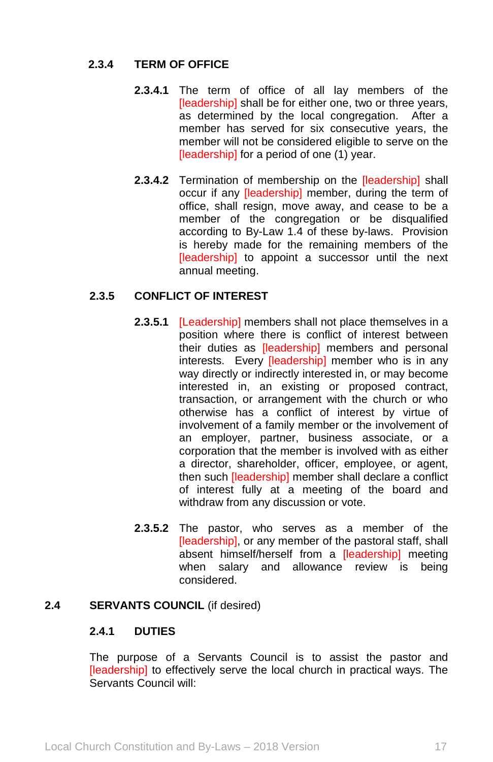### 2.3.4 TERM OF OFFICE

**2.3.4.1** The term of office of all lay members of the [leadership] shall be for either one, two or three years, as determined by the local congregation. After a member has served for six consecutive years, the member will not be considered eligible to serve on the [leadership] for a period of one (1) year.

**2.3.4.2** Termination of membership on the [leadership] shall occur if any [leadership] member, during the term of office, shall resign, move away, and cease to be a member of the congregation or be disqualified according to By-Law 1.4 of these by-laws. Provision is hereby made for the remaining members of the [leadership] to appoint a successor until the next annual meeting.

### 2.3.5 CONFLICT OF INTEREST

**2.3.5.1** [Leadership] members shall not place themselves in a position where there is conflict of interest between their duties as [leadership] members and personal interests. Every [leadership] member who is in any way directly or indirectly interested in, or may become interested in, an existing or proposed contract, transaction, or arrangement with the church or who otherwise has a conflict of interest by virtue of involvement of a family member or the involvement of an employer, partner, business associate, or a corporation that the member is involved with as either a director, shareholder, officer, employee, or agent, then such [leadership] member shall declare a conflict of interest fully at a meeting of the board and withdraw from any discussion or vote.

**2.3.5.2** The pastor, who serves as a member of the [leadership], or any member of the pastoral staff, shall absent himself/herself from a [leadership] meeting when salary and allowance review is being considered.

## 2.4 SERVANTS COUNCIL (if desired)

### 2.4.1 DUTIES

The purpose of a Servants Council is to assist the pastor and [leadership] to effectively serve the local church in practical ways. The Servants Council will: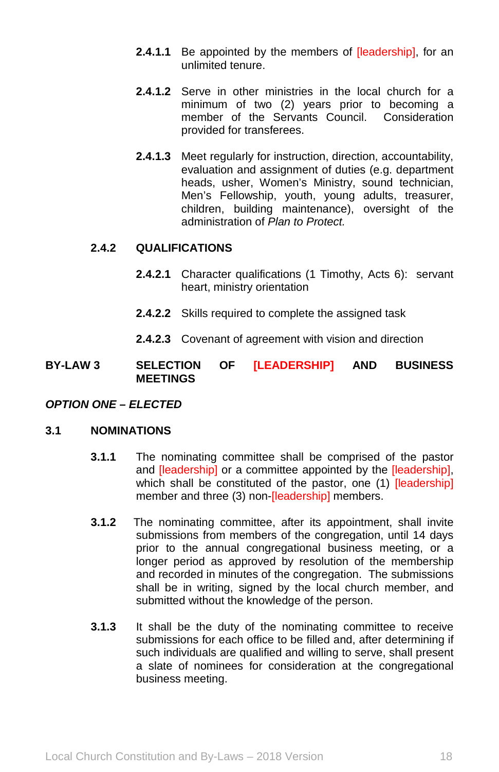**2.4.1.1** Be appointed by the members of [leadership], for an unlimited tenure.

**2.4.1.2** Serve in other ministries in the local church for a minimum of two (2) years prior to becoming a member of the Servants Council. Consideration provided for transferees.

**2.4.1.3** Meet regularly for instruction, direction, accountability, evaluation and assignment of duties (e.g. department heads, usher, Women's Ministry, sound technician, Men's Fellowship, youth, young adults, treasurer, children, building maintenance), oversight of the administration of *Plan to Protect.*

### 2.4.2 QUALIFICATIONS

**2.4.2.1** Character qualifications (1 Timothy, Acts 6): servant heart, ministry orientation

**2.4.2.2** Skills required to complete the assigned task

**2.4.2.3** Covenant of agreement with vision and direction

## BY-LAW 3 SELECTION OF [LEADERSHIP] AND BUSINESS MEETINGS

***OPTION ONE – ELECTED***

### 3.1 NOMINATIONS

**3.1.1** The nominating committee shall be comprised of the pastor and [leadership] or a committee appointed by the [leadership], which shall be constituted of the pastor, one (1) [leadership] member and three (3) non-[leadership] members.

**3.1.2** The nominating committee, after its appointment, shall invite submissions from members of the congregation, until 14 days prior to the annual congregational business meeting, or a longer period as approved by resolution of the membership and recorded in minutes of the congregation. The submissions shall be in writing, signed by the local church member, and submitted without the knowledge of the person.

**3.1.3** It shall be the duty of the nominating committee to receive submissions for each office to be filled and, after determining if such individuals are qualified and willing to serve, shall present a slate of nominees for consideration at the congregational business meeting.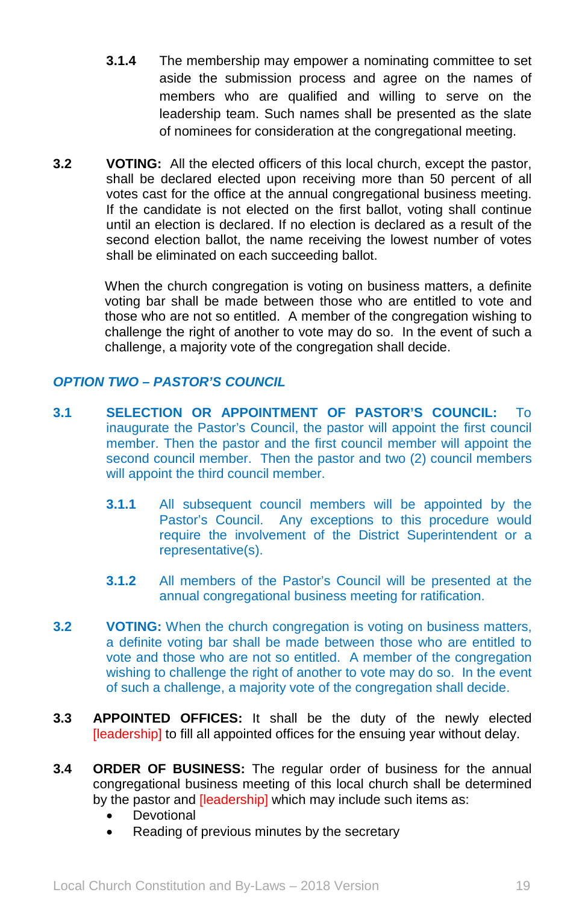**3.1.4** The membership may empower a nominating committee to set aside the submission process and agree on the names of members who are qualified and willing to serve on the leadership team. Such names shall be presented as the slate of nominees for consideration at the congregational meeting.

**3.2** **VOTING:** All the elected officers of this local church, except the pastor, shall be declared elected upon receiving more than 50 percent of all votes cast for the office at the annual congregational business meeting. If the candidate is not elected on the first ballot, voting shall continue until an election is declared. If no election is declared as a result of the second election ballot, the name receiving the lowest number of votes shall be eliminated on each succeeding ballot.

When the church congregation is voting on business matters, a definite voting bar shall be made between those who are entitled to vote and those who are not so entitled. A member of the congregation wishing to challenge the right of another to vote may do so. In the event of such a challenge, a majority vote of the congregation shall decide.

***OPTION TWO – PASTOR'S COUNCIL***

**3.1** **SELECTION OR APPOINTMENT OF PASTOR'S COUNCIL:** To inaugurate the Pastor's Council, the pastor will appoint the first council member. Then the pastor and the first council member will appoint the second council member. Then the pastor and two (2) council members will appoint the third council member.

**3.1.1** All subsequent council members will be appointed by the Pastor's Council. Any exceptions to this procedure would require the involvement of the District Superintendent or a representative(s).

**3.1.2** All members of the Pastor's Council will be presented at the annual congregational business meeting for ratification.

**3.2** **VOTING:** When the church congregation is voting on business matters, a definite voting bar shall be made between those who are entitled to vote and those who are not so entitled. A member of the congregation wishing to challenge the right of another to vote may do so. In the event of such a challenge, a majority vote of the congregation shall decide.

**3.3** **APPOINTED OFFICES:** It shall be the duty of the newly elected [leadership] to fill all appointed offices for the ensuing year without delay.

**3.4** **ORDER OF BUSINESS:** The regular order of business for the annual congregational business meeting of this local church shall be determined by the pastor and [leadership] which may include such items as:

- Devotional
- Reading of previous minutes by the secretary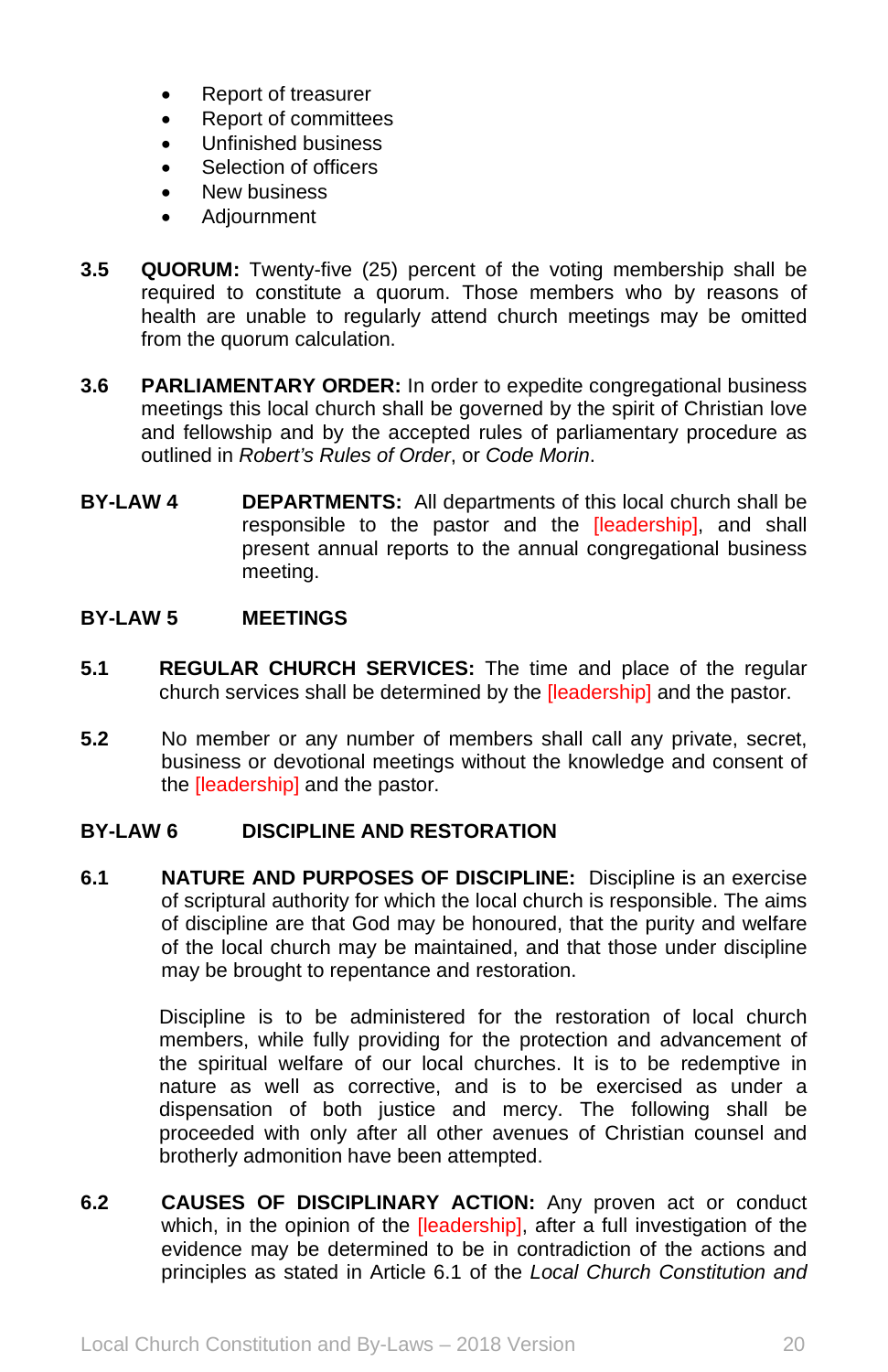- Report of treasurer
- Report of committees
- Unfinished business
- Selection of officers
- New business
- Adjournment

**3.5** **QUORUM:** Twenty-five (25) percent of the voting membership shall be required to constitute a quorum. Those members who by reasons of health are unable to regularly attend church meetings may be omitted from the quorum calculation.

**3.6** **PARLIAMENTARY ORDER:** In order to expedite congregational business meetings this local church shall be governed by the spirit of Christian love and fellowship and by the accepted rules of parliamentary procedure as outlined in *Robert's Rules of Order*, or *Code Morin*.

**BY-LAW 4** **DEPARTMENTS:** All departments of this local church shall be responsible to the pastor and the [leadership], and shall present annual reports to the annual congregational business meeting.

## BY-LAW 5 MEETINGS

**5.1** **REGULAR CHURCH SERVICES:** The time and place of the regular church services shall be determined by the [leadership] and the pastor.

**5.2** No member or any number of members shall call any private, secret, business or devotional meetings without the knowledge and consent of the [leadership] and the pastor.

## BY-LAW 6 DISCIPLINE AND RESTORATION

**6.1** **NATURE AND PURPOSES OF DISCIPLINE:** Discipline is an exercise of scriptural authority for which the local church is responsible. The aims of discipline are that God may be honoured, that the purity and welfare of the local church may be maintained, and that those under discipline may be brought to repentance and restoration.

Discipline is to be administered for the restoration of local church members, while fully providing for the protection and advancement of the spiritual welfare of our local churches. It is to be redemptive in nature as well as corrective, and is to be exercised as under a dispensation of both justice and mercy. The following shall be proceeded with only after all other avenues of Christian counsel and brotherly admonition have been attempted.

**6.2** **CAUSES OF DISCIPLINARY ACTION:** Any proven act or conduct which, in the opinion of the [leadership], after a full investigation of the evidence may be determined to be in contradiction of the actions and principles as stated in Article 6.1 of the *Local Church Constitution and*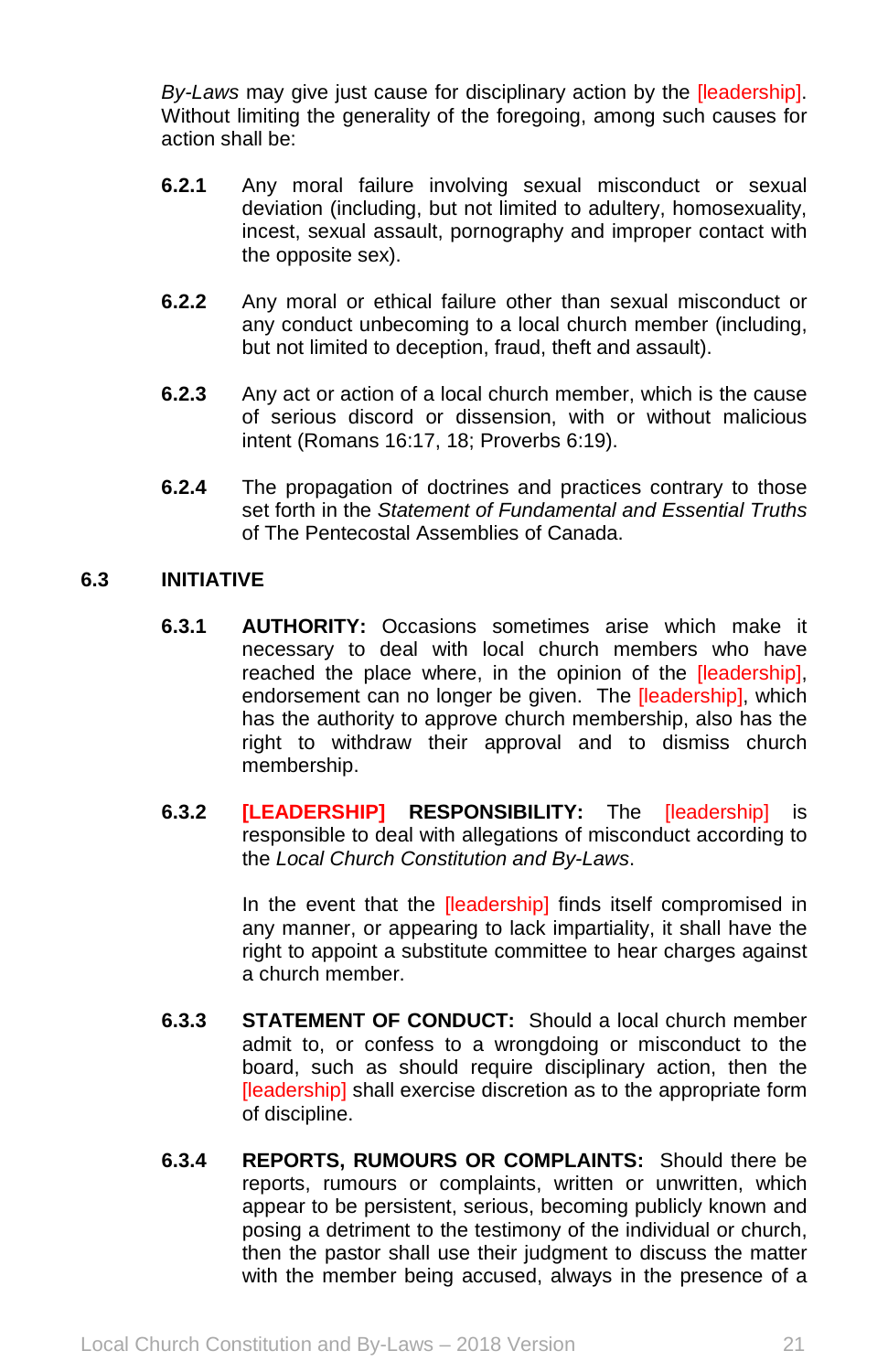*By-Laws* may give just cause for disciplinary action by the [leadership]. Without limiting the generality of the foregoing, among such causes for action shall be:

**6.2.1** Any moral failure involving sexual misconduct or sexual deviation (including, but not limited to adultery, homosexuality, incest, sexual assault, pornography and improper contact with the opposite sex).

**6.2.2** Any moral or ethical failure other than sexual misconduct or any conduct unbecoming to a local church member (including, but not limited to deception, fraud, theft and assault).

**6.2.3** Any act or action of a local church member, which is the cause of serious discord or dissension, with or without malicious intent (Romans 16:17, 18; Proverbs 6:19).

**6.2.4** The propagation of doctrines and practices contrary to those set forth in the *Statement of Fundamental and Essential Truths* of The Pentecostal Assemblies of Canada.

## 6.3 INITIATIVE

**6.3.1** **AUTHORITY:** Occasions sometimes arise which make it necessary to deal with local church members who have reached the place where, in the opinion of the [leadership], endorsement can no longer be given. The [leadership], which has the authority to approve church membership, also has the right to withdraw their approval and to dismiss church membership.

**6.3.2** **[LEADERSHIP] RESPONSIBILITY:** The [leadership] is responsible to deal with allegations of misconduct according to the *Local Church Constitution and By-Laws*.

In the event that the [leadership] finds itself compromised in any manner, or appearing to lack impartiality, it shall have the right to appoint a substitute committee to hear charges against a church member.

**6.3.3** **STATEMENT OF CONDUCT:** Should a local church member admit to, or confess to a wrongdoing or misconduct to the board, such as should require disciplinary action, then the [leadership] shall exercise discretion as to the appropriate form of discipline.

**6.3.4** **REPORTS, RUMOURS OR COMPLAINTS:** Should there be reports, rumours or complaints, written or unwritten, which appear to be persistent, serious, becoming publicly known and posing a detriment to the testimony of the individual or church, then the pastor shall use their judgment to discuss the matter with the member being accused, always in the presence of a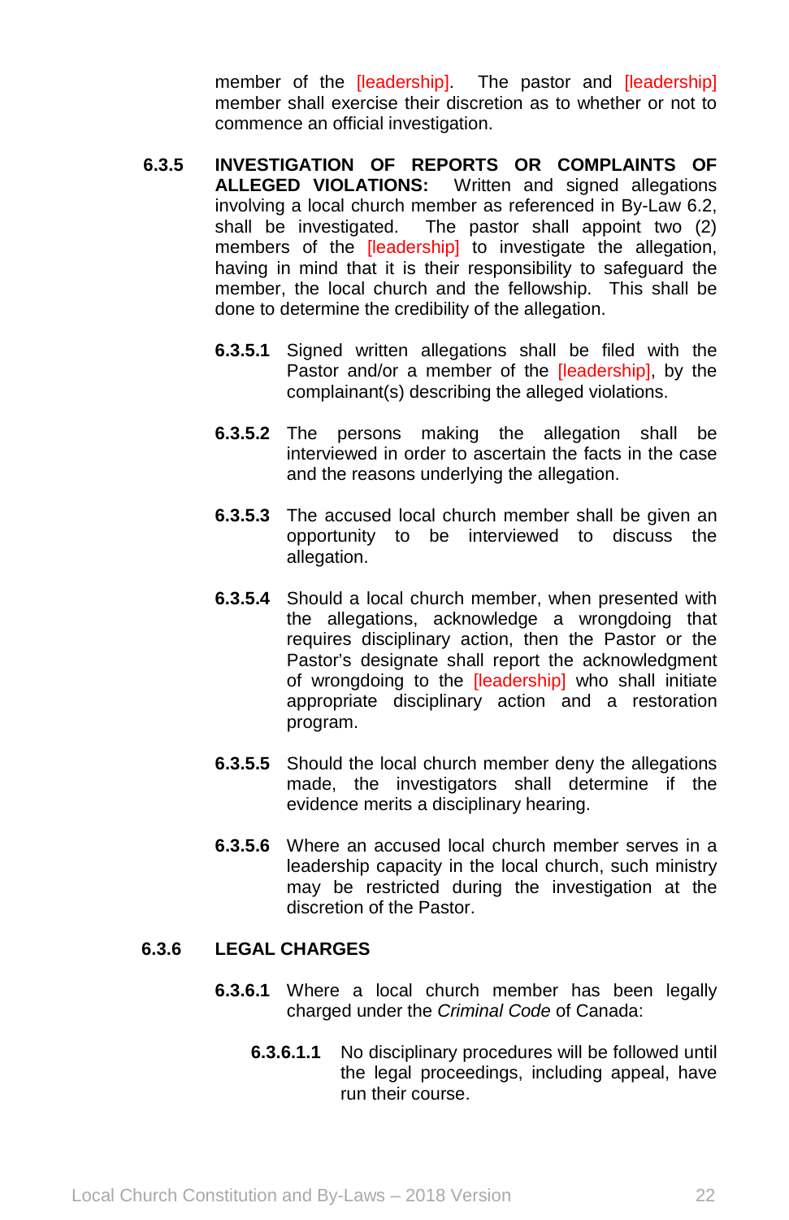member of the [leadership]. The pastor and [leadership] member shall exercise their discretion as to whether or not to commence an official investigation.

**6.3.5 INVESTIGATION OF REPORTS OR COMPLAINTS OF ALLEGED VIOLATIONS:** Written and signed allegations involving a local church member as referenced in By-Law 6.2, shall be investigated. The pastor shall appoint two (2) members of the [leadership] to investigate the allegation, having in mind that it is their responsibility to safeguard the member, the local church and the fellowship. This shall be done to determine the credibility of the allegation.

**6.3.5.1** Signed written allegations shall be filed with the Pastor and/or a member of the [leadership], by the complainant(s) describing the alleged violations.

**6.3.5.2** The persons making the allegation shall be interviewed in order to ascertain the facts in the case and the reasons underlying the allegation.

**6.3.5.3** The accused local church member shall be given an opportunity to be interviewed to discuss the allegation.

**6.3.5.4** Should a local church member, when presented with the allegations, acknowledge a wrongdoing that requires disciplinary action, then the Pastor or the Pastor's designate shall report the acknowledgment of wrongdoing to the [leadership] who shall initiate appropriate disciplinary action and a restoration program.

**6.3.5.5** Should the local church member deny the allegations made, the investigators shall determine if the evidence merits a disciplinary hearing.

**6.3.5.6** Where an accused local church member serves in a leadership capacity in the local church, such ministry may be restricted during the investigation at the discretion of the Pastor.

**6.3.6 LEGAL CHARGES**

**6.3.6.1** Where a local church member has been legally charged under the *Criminal Code* of Canada:

**6.3.6.1.1** No disciplinary procedures will be followed until the legal proceedings, including appeal, have run their course.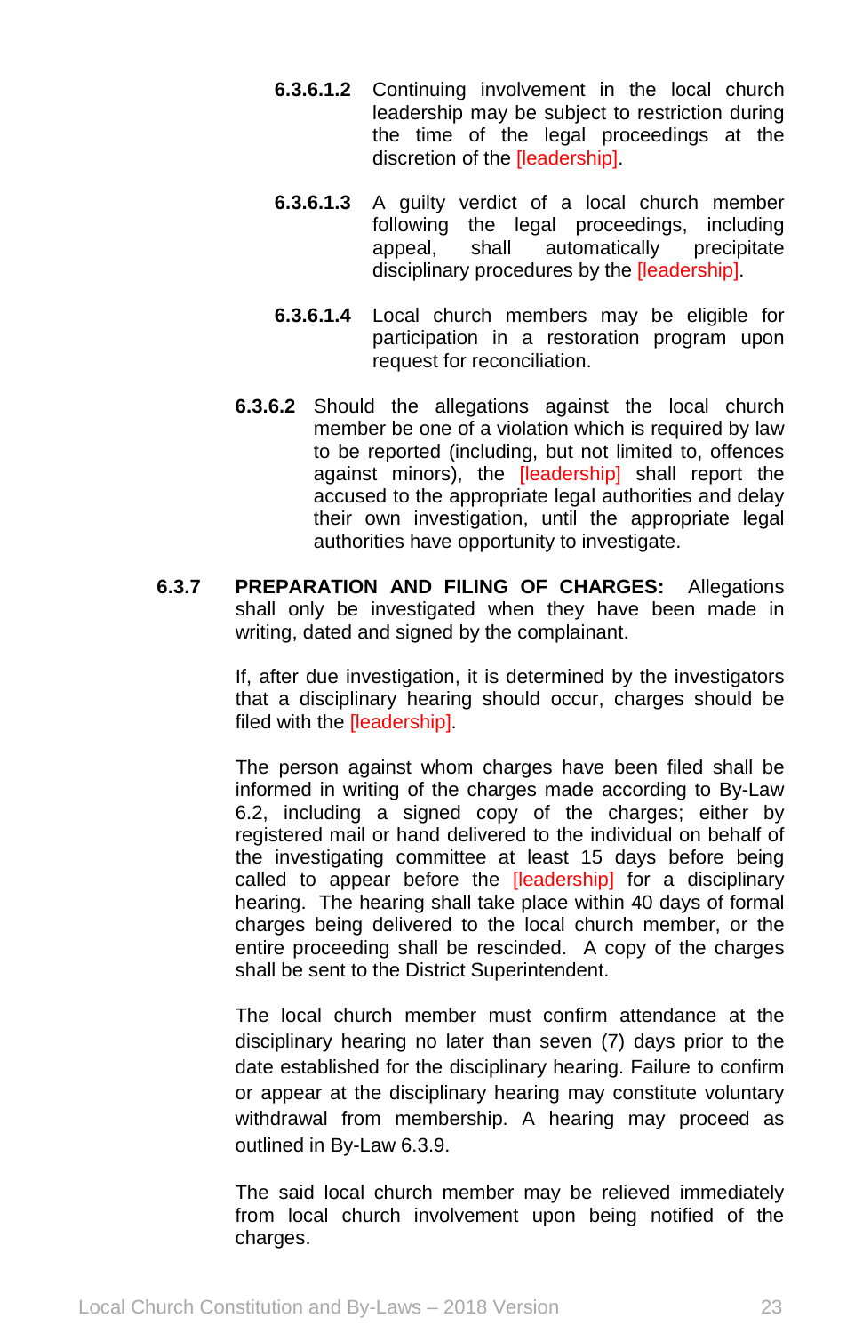**6.3.6.1.2** Continuing involvement in the local church leadership may be subject to restriction during the time of the legal proceedings at the discretion of the [leadership].

**6.3.6.1.3** A guilty verdict of a local church member following the legal proceedings, including appeal, shall automatically precipitate disciplinary procedures by the [leadership].

**6.3.6.1.4** Local church members may be eligible for participation in a restoration program upon request for reconciliation.

**6.3.6.2** Should the allegations against the local church member be one of a violation which is required by law to be reported (including, but not limited to, offences against minors), the [leadership] shall report the accused to the appropriate legal authorities and delay their own investigation, until the appropriate legal authorities have opportunity to investigate.

**6.3.7 PREPARATION AND FILING OF CHARGES:** Allegations shall only be investigated when they have been made in writing, dated and signed by the complainant.

If, after due investigation, it is determined by the investigators that a disciplinary hearing should occur, charges should be filed with the [leadership].

The person against whom charges have been filed shall be informed in writing of the charges made according to By-Law 6.2, including a signed copy of the charges; either by registered mail or hand delivered to the individual on behalf of the investigating committee at least 15 days before being called to appear before the [leadership] for a disciplinary hearing. The hearing shall take place within 40 days of formal charges being delivered to the local church member, or the entire proceeding shall be rescinded. A copy of the charges shall be sent to the District Superintendent.

The local church member must confirm attendance at the disciplinary hearing no later than seven (7) days prior to the date established for the disciplinary hearing. Failure to confirm or appear at the disciplinary hearing may constitute voluntary withdrawal from membership. A hearing may proceed as outlined in By-Law 6.3.9.

The said local church member may be relieved immediately from local church involvement upon being notified of the charges.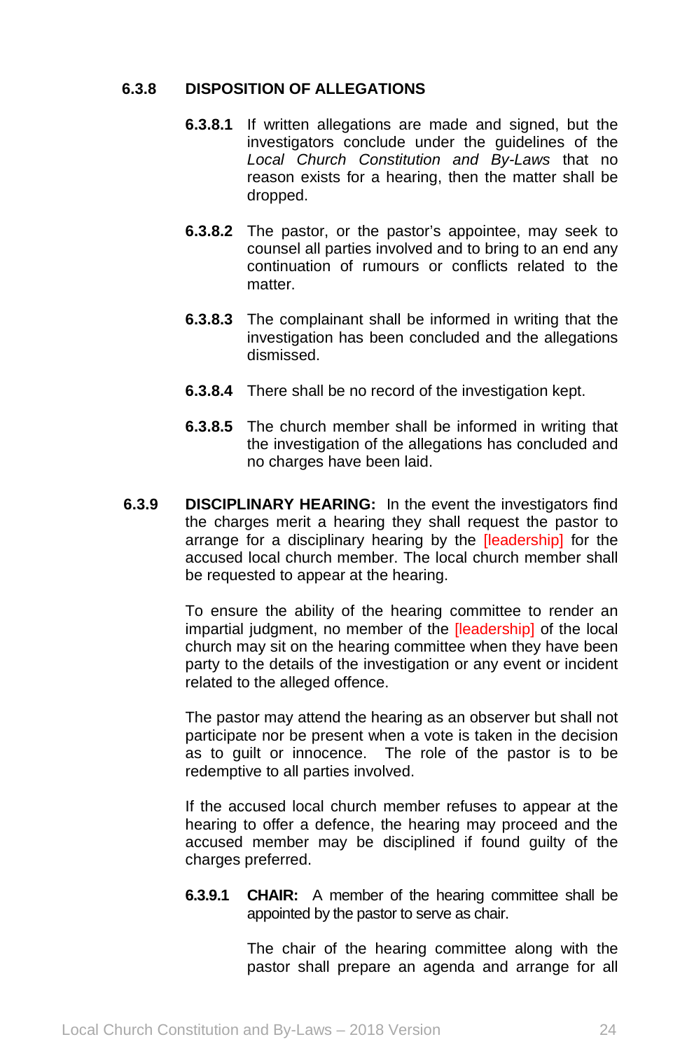### 6.3.8 DISPOSITION OF ALLEGATIONS

**6.3.8.1** If written allegations are made and signed, but the investigators conclude under the guidelines of the *Local Church Constitution and By-Laws* that no reason exists for a hearing, then the matter shall be dropped.

**6.3.8.2** The pastor, or the pastor's appointee, may seek to counsel all parties involved and to bring to an end any continuation of rumours or conflicts related to the matter.

**6.3.8.3** The complainant shall be informed in writing that the investigation has been concluded and the allegations dismissed.

**6.3.8.4** There shall be no record of the investigation kept.

**6.3.8.5** The church member shall be informed in writing that the investigation of the allegations has concluded and no charges have been laid.

**6.3.9 DISCIPLINARY HEARING:** In the event the investigators find the charges merit a hearing they shall request the pastor to arrange for a disciplinary hearing by the [leadership] for the accused local church member. The local church member shall be requested to appear at the hearing.

To ensure the ability of the hearing committee to render an impartial judgment, no member of the [leadership] of the local church may sit on the hearing committee when they have been party to the details of the investigation or any event or incident related to the alleged offence.

The pastor may attend the hearing as an observer but shall not participate nor be present when a vote is taken in the decision as to guilt or innocence. The role of the pastor is to be redemptive to all parties involved.

If the accused local church member refuses to appear at the hearing to offer a defence, the hearing may proceed and the accused member may be disciplined if found guilty of the charges preferred.

**6.3.9.1 CHAIR:** A member of the hearing committee shall be appointed by the pastor to serve as chair.

The chair of the hearing committee along with the pastor shall prepare an agenda and arrange for all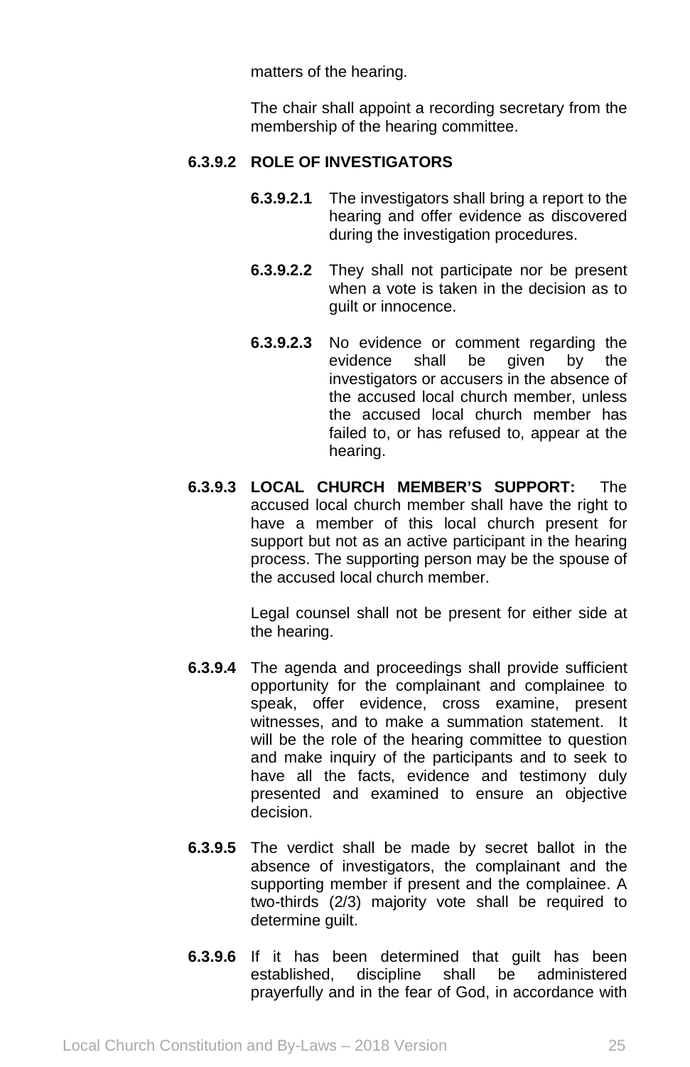matters of the hearing.

The chair shall appoint a recording secretary from the membership of the hearing committee.

**6.3.9.2 ROLE OF INVESTIGATORS**

**6.3.9.2.1** The investigators shall bring a report to the hearing and offer evidence as discovered during the investigation procedures.

**6.3.9.2.2** They shall not participate nor be present when a vote is taken in the decision as to guilt or innocence.

**6.3.9.2.3** No evidence or comment regarding the evidence shall be given by the investigators or accusers in the absence of the accused local church member, unless the accused local church member has failed to, or has refused to, appear at the hearing.

**6.3.9.3 LOCAL CHURCH MEMBER'S SUPPORT:** The accused local church member shall have the right to have a member of this local church present for support but not as an active participant in the hearing process. The supporting person may be the spouse of the accused local church member.

Legal counsel shall not be present for either side at the hearing.

**6.3.9.4** The agenda and proceedings shall provide sufficient opportunity for the complainant and complainee to speak, offer evidence, cross examine, present witnesses, and to make a summation statement. It will be the role of the hearing committee to question and make inquiry of the participants and to seek to have all the facts, evidence and testimony duly presented and examined to ensure an objective decision.

**6.3.9.5** The verdict shall be made by secret ballot in the absence of investigators, the complainant and the supporting member if present and the complainee. A two-thirds (2/3) majority vote shall be required to determine guilt.

**6.3.9.6** If it has been determined that guilt has been established, discipline shall be administered prayerfully and in the fear of God, in accordance with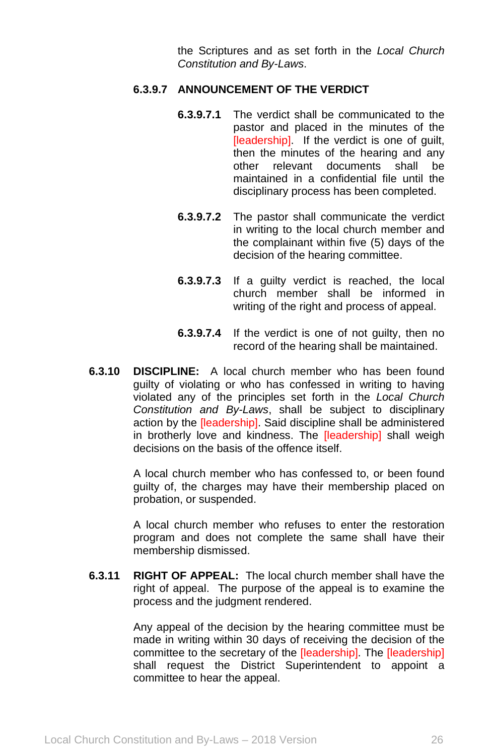the Scriptures and as set forth in the *Local Church Constitution and By-Laws*.

#### 6.3.9.7 ANNOUNCEMENT OF THE VERDICT

**6.3.9.7.1** The verdict shall be communicated to the pastor and placed in the minutes of the [leadership]. If the verdict is one of guilt, then the minutes of the hearing and any other relevant documents shall be maintained in a confidential file until the disciplinary process has been completed.

**6.3.9.7.2** The pastor shall communicate the verdict in writing to the local church member and the complainant within five (5) days of the decision of the hearing committee.

**6.3.9.7.3** If a guilty verdict is reached, the local church member shall be informed in writing of the right and process of appeal.

**6.3.9.7.4** If the verdict is one of not guilty, then no record of the hearing shall be maintained.

**6.3.10 DISCIPLINE:** A local church member who has been found guilty of violating or who has confessed in writing to having violated any of the principles set forth in the *Local Church Constitution and By-Laws*, shall be subject to disciplinary action by the [leadership]. Said discipline shall be administered in brotherly love and kindness. The [leadership] shall weigh decisions on the basis of the offence itself.

A local church member who has confessed to, or been found guilty of, the charges may have their membership placed on probation, or suspended.

A local church member who refuses to enter the restoration program and does not complete the same shall have their membership dismissed.

**6.3.11 RIGHT OF APPEAL:** The local church member shall have the right of appeal. The purpose of the appeal is to examine the process and the judgment rendered.

Any appeal of the decision by the hearing committee must be made in writing within 30 days of receiving the decision of the committee to the secretary of the [leadership]. The [leadership] shall request the District Superintendent to appoint a committee to hear the appeal.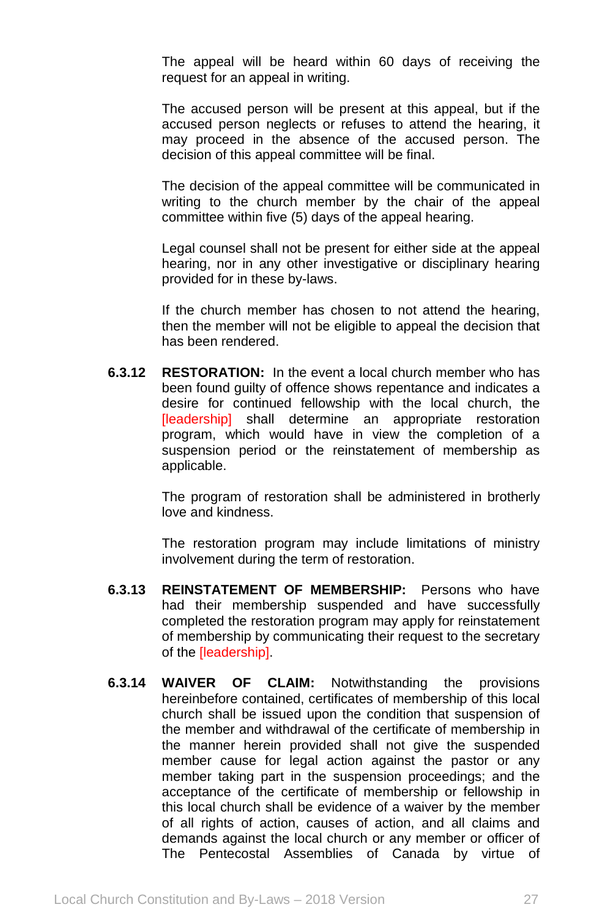The appeal will be heard within 60 days of receiving the request for an appeal in writing.

The accused person will be present at this appeal, but if the accused person neglects or refuses to attend the hearing, it may proceed in the absence of the accused person. The decision of this appeal committee will be final.

The decision of the appeal committee will be communicated in writing to the church member by the chair of the appeal committee within five (5) days of the appeal hearing.

Legal counsel shall not be present for either side at the appeal hearing, nor in any other investigative or disciplinary hearing provided for in these by-laws.

If the church member has chosen to not attend the hearing, then the member will not be eligible to appeal the decision that has been rendered.

**6.3.12 RESTORATION:** In the event a local church member who has been found guilty of offence shows repentance and indicates a desire for continued fellowship with the local church, the [leadership] shall determine an appropriate restoration program, which would have in view the completion of a suspension period or the reinstatement of membership as applicable.

The program of restoration shall be administered in brotherly love and kindness.

The restoration program may include limitations of ministry involvement during the term of restoration.

**6.3.13 REINSTATEMENT OF MEMBERSHIP:** Persons who have had their membership suspended and have successfully completed the restoration program may apply for reinstatement of membership by communicating their request to the secretary of the [leadership].

**6.3.14 WAIVER OF CLAIM:** Notwithstanding the provisions hereinbefore contained, certificates of membership of this local church shall be issued upon the condition that suspension of the member and withdrawal of the certificate of membership in the manner herein provided shall not give the suspended member cause for legal action against the pastor or any member taking part in the suspension proceedings; and the acceptance of the certificate of membership or fellowship in this local church shall be evidence of a waiver by the member of all rights of action, causes of action, and all claims and demands against the local church or any member or officer of The Pentecostal Assemblies of Canada by virtue of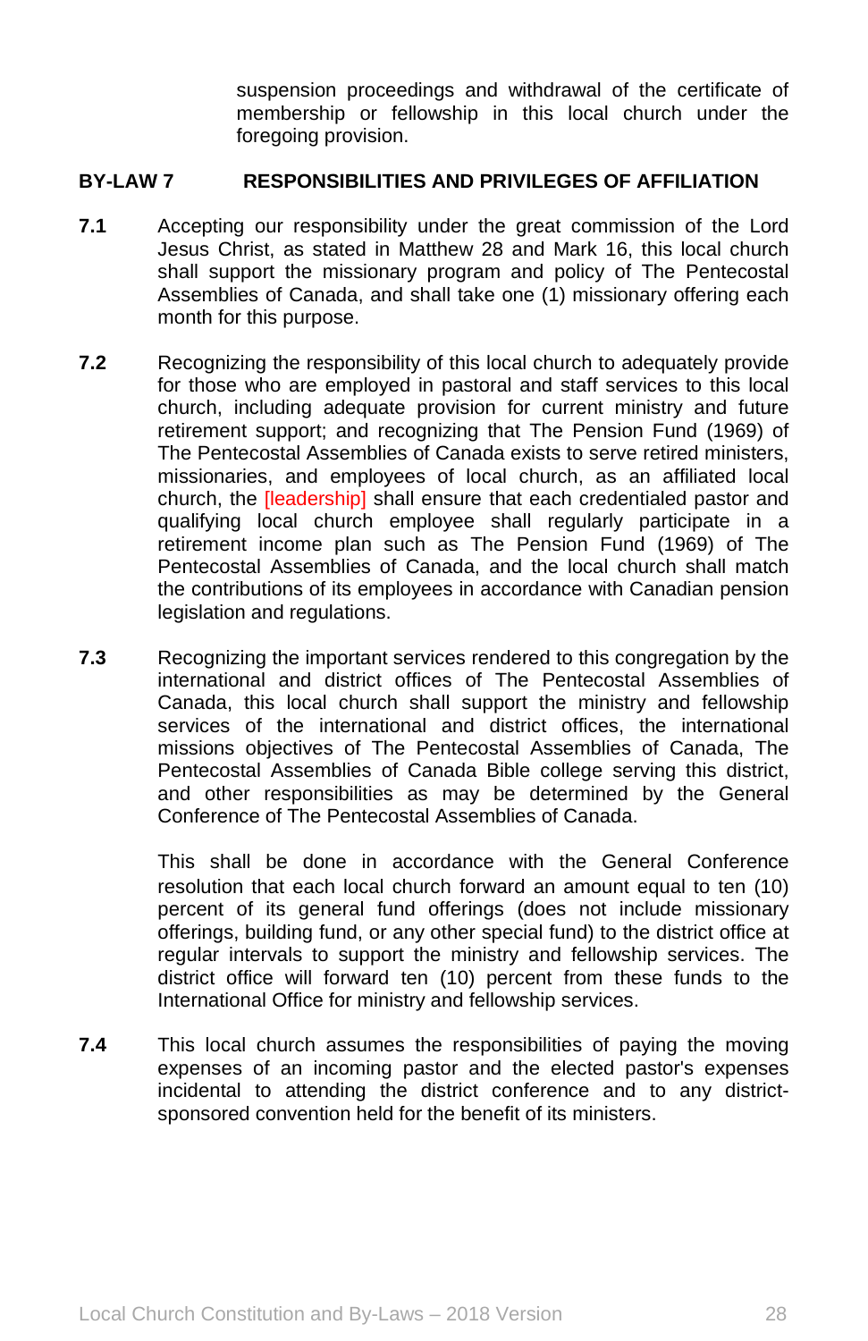suspension proceedings and withdrawal of the certificate of membership or fellowship in this local church under the foregoing provision.

## BY-LAW 7 RESPONSIBILITIES AND PRIVILEGES OF AFFILIATION

**7.1** Accepting our responsibility under the great commission of the Lord Jesus Christ, as stated in Matthew 28 and Mark 16, this local church shall support the missionary program and policy of The Pentecostal Assemblies of Canada, and shall take one (1) missionary offering each month for this purpose.

**7.2** Recognizing the responsibility of this local church to adequately provide for those who are employed in pastoral and staff services to this local church, including adequate provision for current ministry and future retirement support; and recognizing that The Pension Fund (1969) of The Pentecostal Assemblies of Canada exists to serve retired ministers, missionaries, and employees of local church, as an affiliated local church, the [leadership] shall ensure that each credentialed pastor and qualifying local church employee shall regularly participate in a retirement income plan such as The Pension Fund (1969) of The Pentecostal Assemblies of Canada, and the local church shall match the contributions of its employees in accordance with Canadian pension legislation and regulations.

**7.3** Recognizing the important services rendered to this congregation by the international and district offices of The Pentecostal Assemblies of Canada, this local church shall support the ministry and fellowship services of the international and district offices, the international missions objectives of The Pentecostal Assemblies of Canada, The Pentecostal Assemblies of Canada Bible college serving this district, and other responsibilities as may be determined by the General Conference of The Pentecostal Assemblies of Canada.

This shall be done in accordance with the General Conference resolution that each local church forward an amount equal to ten (10) percent of its general fund offerings (does not include missionary offerings, building fund, or any other special fund) to the district office at regular intervals to support the ministry and fellowship services. The district office will forward ten (10) percent from these funds to the International Office for ministry and fellowship services.

**7.4** This local church assumes the responsibilities of paying the moving expenses of an incoming pastor and the elected pastor's expenses incidental to attending the district conference and to any district-sponsored convention held for the benefit of its ministers.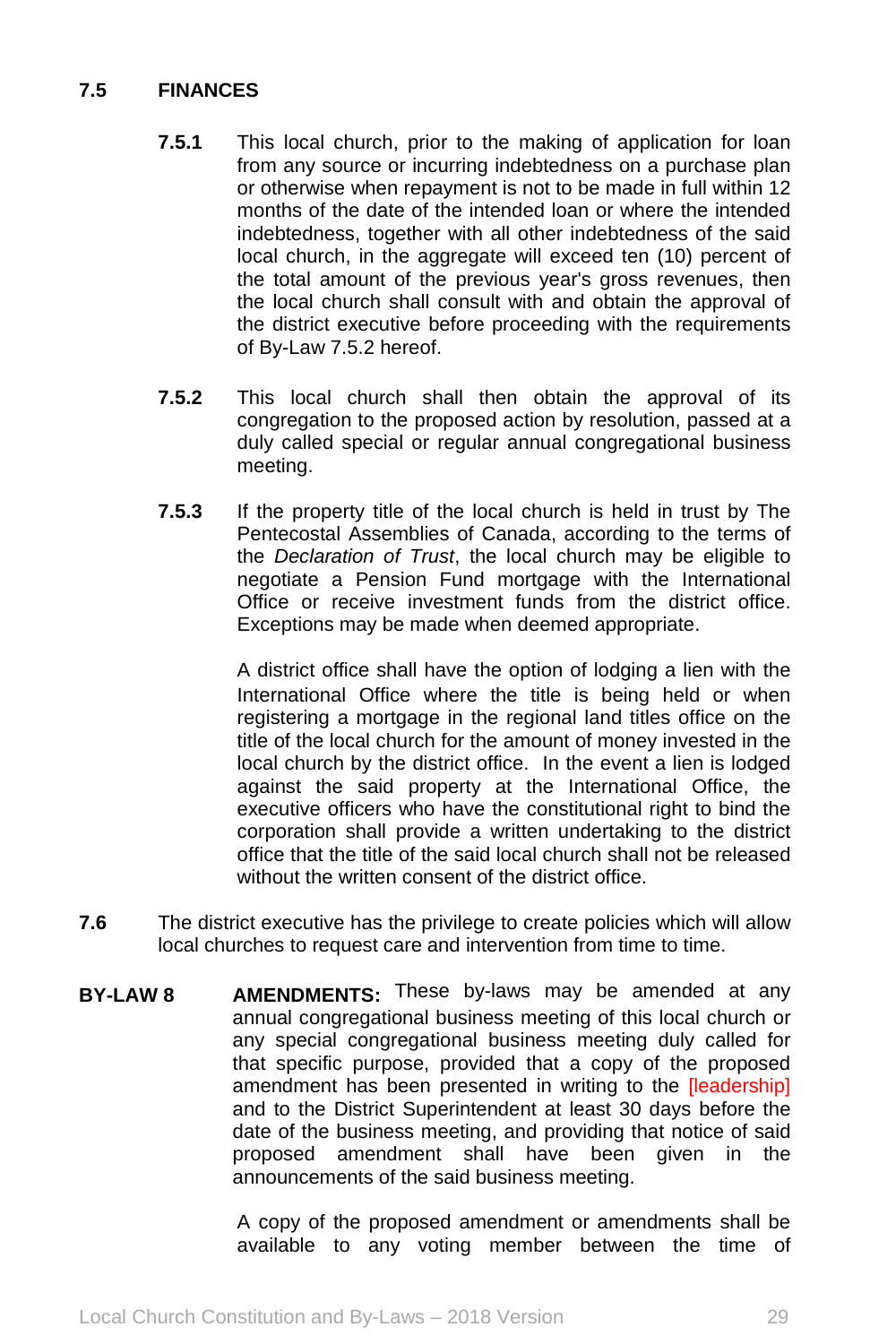## 7.5 FINANCES

**7.5.1** This local church, prior to the making of application for loan from any source or incurring indebtedness on a purchase plan or otherwise when repayment is not to be made in full within 12 months of the date of the intended loan or where the intended indebtedness, together with all other indebtedness of the said local church, in the aggregate will exceed ten (10) percent of the total amount of the previous year's gross revenues, then the local church shall consult with and obtain the approval of the district executive before proceeding with the requirements of By-Law 7.5.2 hereof.

**7.5.2** This local church shall then obtain the approval of its congregation to the proposed action by resolution, passed at a duly called special or regular annual congregational business meeting.

**7.5.3** If the property title of the local church is held in trust by The Pentecostal Assemblies of Canada, according to the terms of the *Declaration of Trust*, the local church may be eligible to negotiate a Pension Fund mortgage with the International Office or receive investment funds from the district office. Exceptions may be made when deemed appropriate.

A district office shall have the option of lodging a lien with the International Office where the title is being held or when registering a mortgage in the regional land titles office on the title of the local church for the amount of money invested in the local church by the district office. In the event a lien is lodged against the said property at the International Office, the executive officers who have the constitutional right to bind the corporation shall provide a written undertaking to the district office that the title of the said local church shall not be released without the written consent of the district office.

**7.6** The district executive has the privilege to create policies which will allow local churches to request care and intervention from time to time.

**BY-LAW 8** **AMENDMENTS:** These by-laws may be amended at any annual congregational business meeting of this local church or any special congregational business meeting duly called for that specific purpose, provided that a copy of the proposed amendment has been presented in writing to the [leadership] and to the District Superintendent at least 30 days before the date of the business meeting, and providing that notice of said proposed amendment shall have been given in the announcements of the said business meeting.

A copy of the proposed amendment or amendments shall be available to any voting member between the time of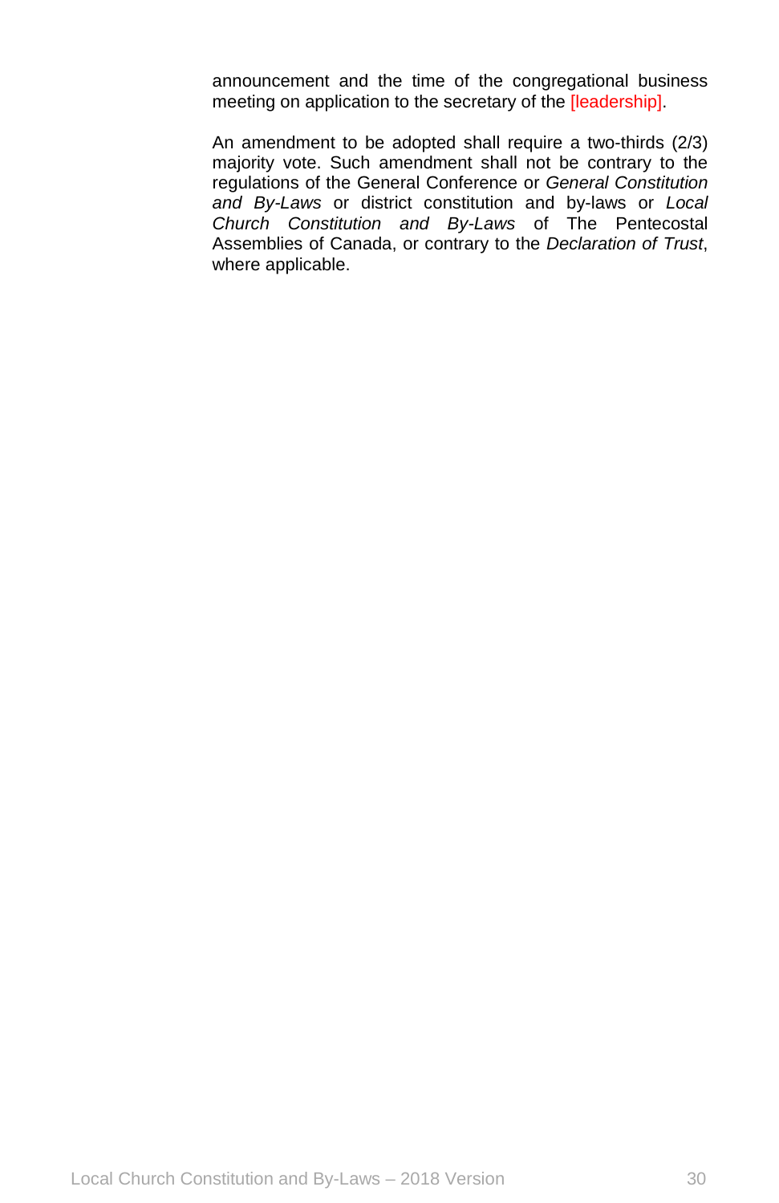announcement and the time of the congregational business meeting on application to the secretary of the [leadership].

An amendment to be adopted shall require a two-thirds (2/3) majority vote. Such amendment shall not be contrary to the regulations of the General Conference or *General Constitution and By-Laws* or district constitution and by-laws or *Local Church Constitution and By-Laws* of The Pentecostal Assemblies of Canada, or contrary to the *Declaration of Trust*, where applicable.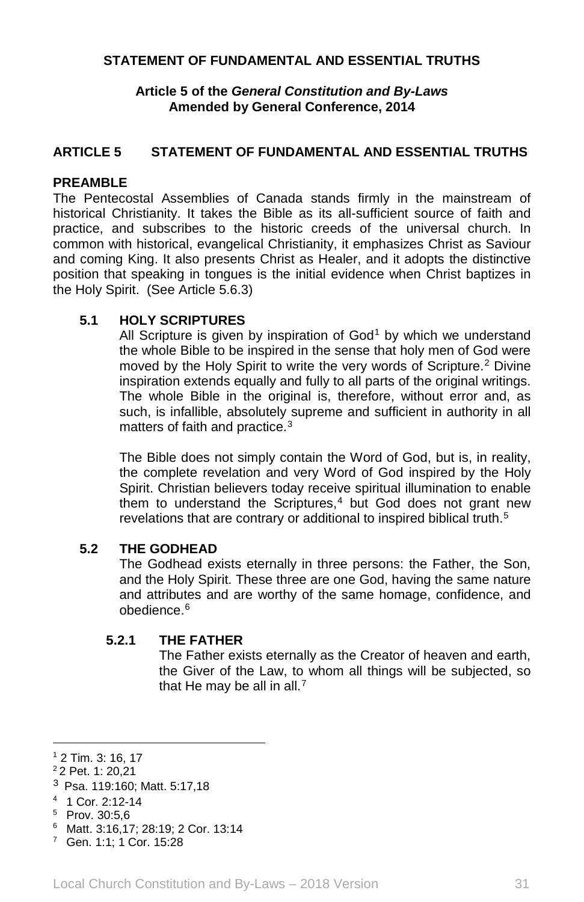**STATEMENT OF FUNDAMENTAL AND ESSENTIAL TRUTHS**

**Article 5 of the *General Constitution and By-Laws***
**Amended by General Conference, 2014**

## ARTICLE 5 STATEMENT OF FUNDAMENTAL AND ESSENTIAL TRUTHS

### PREAMBLE

The Pentecostal Assemblies of Canada stands firmly in the mainstream of historical Christianity. It takes the Bible as its all-sufficient source of faith and practice, and subscribes to the historic creeds of the universal church. In common with historical, evangelical Christianity, it emphasizes Christ as Saviour and coming King. It also presents Christ as Healer, and it adopts the distinctive position that speaking in tongues is the initial evidence when Christ baptizes in the Holy Spirit. (See Article 5.6.3)

### 5.1 HOLY SCRIPTURES

All Scripture is given by inspiration of God[1] by which we understand the whole Bible to be inspired in the sense that holy men of God were moved by the Holy Spirit to write the very words of Scripture.[2] Divine inspiration extends equally and fully to all parts of the original writings. The whole Bible in the original is, therefore, without error and, as such, is infallible, absolutely supreme and sufficient in authority in all matters of faith and practice.[3]

The Bible does not simply contain the Word of God, but is, in reality, the complete revelation and very Word of God inspired by the Holy Spirit. Christian believers today receive spiritual illumination to enable them to understand the Scriptures,[4] but God does not grant new revelations that are contrary or additional to inspired biblical truth.[5]

### 5.2 THE GODHEAD

The Godhead exists eternally in three persons: the Father, the Son, and the Holy Spirit. These three are one God, having the same nature and attributes and are worthy of the same homage, confidence, and obedience.[6]

#### 5.2.1 THE FATHER

The Father exists eternally as the Creator of heaven and earth, the Giver of the Law, to whom all things will be subjected, so that He may be all in all.[7]

---

[1] 2 Tim. 3: 16, 17
[2] 2 Pet. 1: 20,21
[3] Psa. 119:160; Matt. 5:17,18
[4] 1 Cor. 2:12-14
[5] Prov. 30:5,6
[6] Matt. 3:16,17; 28:19; 2 Cor. 13:14
[7] Gen. 1:1; 1 Cor. 15:28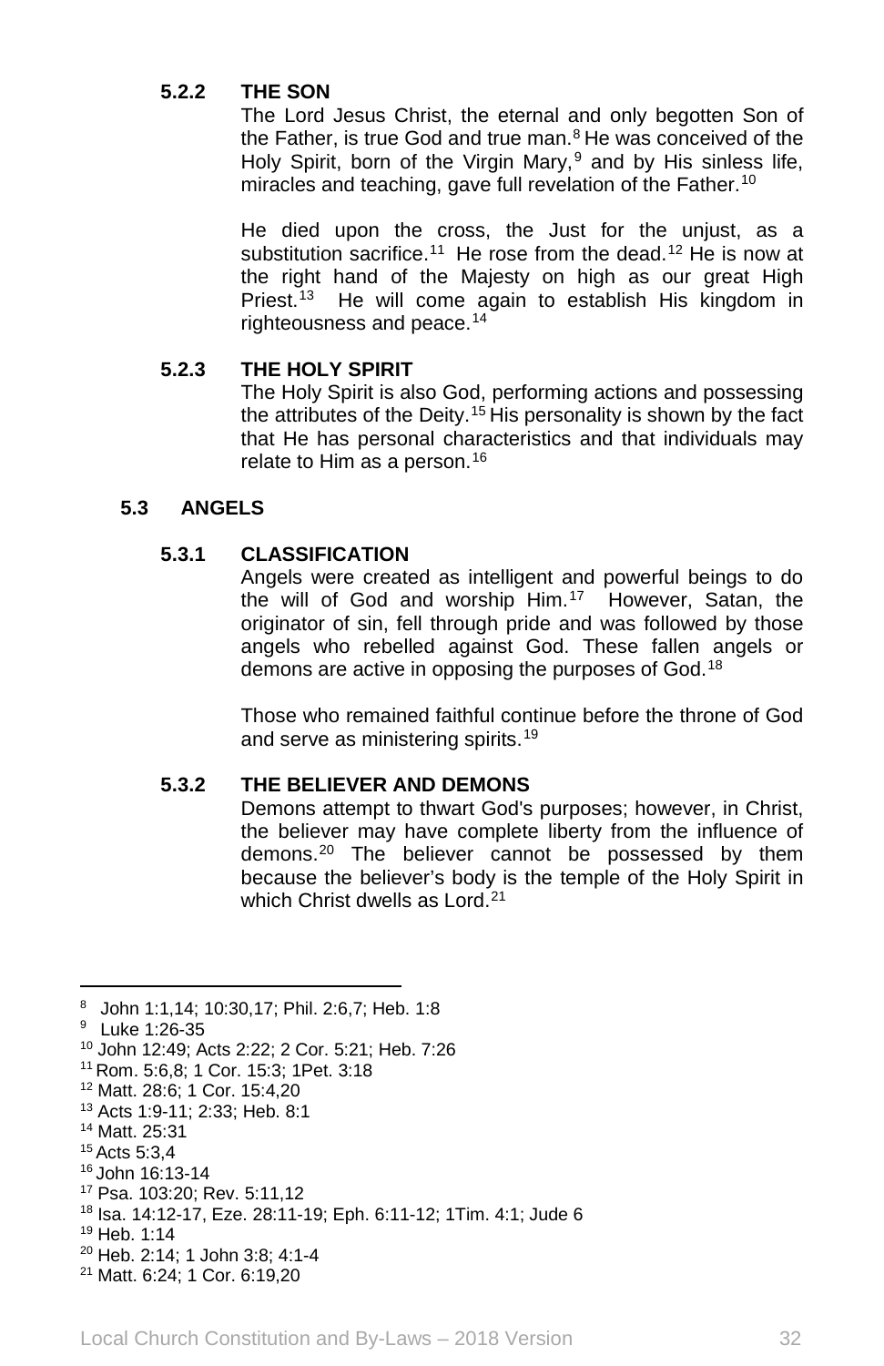#### 5.2.2 THE SON

The Lord Jesus Christ, the eternal and only begotten Son of the Father, is true God and true man.[8] He was conceived of the Holy Spirit, born of the Virgin Mary,[9] and by His sinless life, miracles and teaching, gave full revelation of the Father.[10]

He died upon the cross, the Just for the unjust, as a substitution sacrifice.[11] He rose from the dead.[12] He is now at the right hand of the Majesty on high as our great High Priest.[13] He will come again to establish His kingdom in righteousness and peace.[14]

#### 5.2.3 THE HOLY SPIRIT

The Holy Spirit is also God, performing actions and possessing the attributes of the Deity.[15] His personality is shown by the fact that He has personal characteristics and that individuals may relate to Him as a person.[16]

### 5.3 ANGELS

#### 5.3.1 CLASSIFICATION

Angels were created as intelligent and powerful beings to do the will of God and worship Him.[17] However, Satan, the originator of sin, fell through pride and was followed by those angels who rebelled against God. These fallen angels or demons are active in opposing the purposes of God.[18]

Those who remained faithful continue before the throne of God and serve as ministering spirits.[19]

#### 5.3.2 THE BELIEVER AND DEMONS

Demons attempt to thwart God's purposes; however, in Christ, the believer may have complete liberty from the influence of demons.[20] The believer cannot be possessed by them because the believer's body is the temple of the Holy Spirit in which Christ dwells as Lord.[21]

---

[8] John 1:1,14; 10:30,17; Phil. 2:6,7; Heb. 1:8
[9] Luke 1:26-35
[10] John 12:49; Acts 2:22; 2 Cor. 5:21; Heb. 7:26
[11] Rom. 5:6,8; 1 Cor. 15:3; 1Pet. 3:18
[12] Matt. 28:6; 1 Cor. 15:4,20
[13] Acts 1:9-11; 2:33; Heb. 8:1
[14] Matt. 25:31
[15] Acts 5:3,4
[16] John 16:13-14
[17] Psa. 103:20; Rev. 5:11,12
[18] Isa. 14:12-17, Eze. 28:11-19; Eph. 6:11-12; 1Tim. 4:1; Jude 6
[19] Heb. 1:14
[20] Heb. 2:14; 1 John 3:8; 4:1-4
[21] Matt. 6:24; 1 Cor. 6:19,20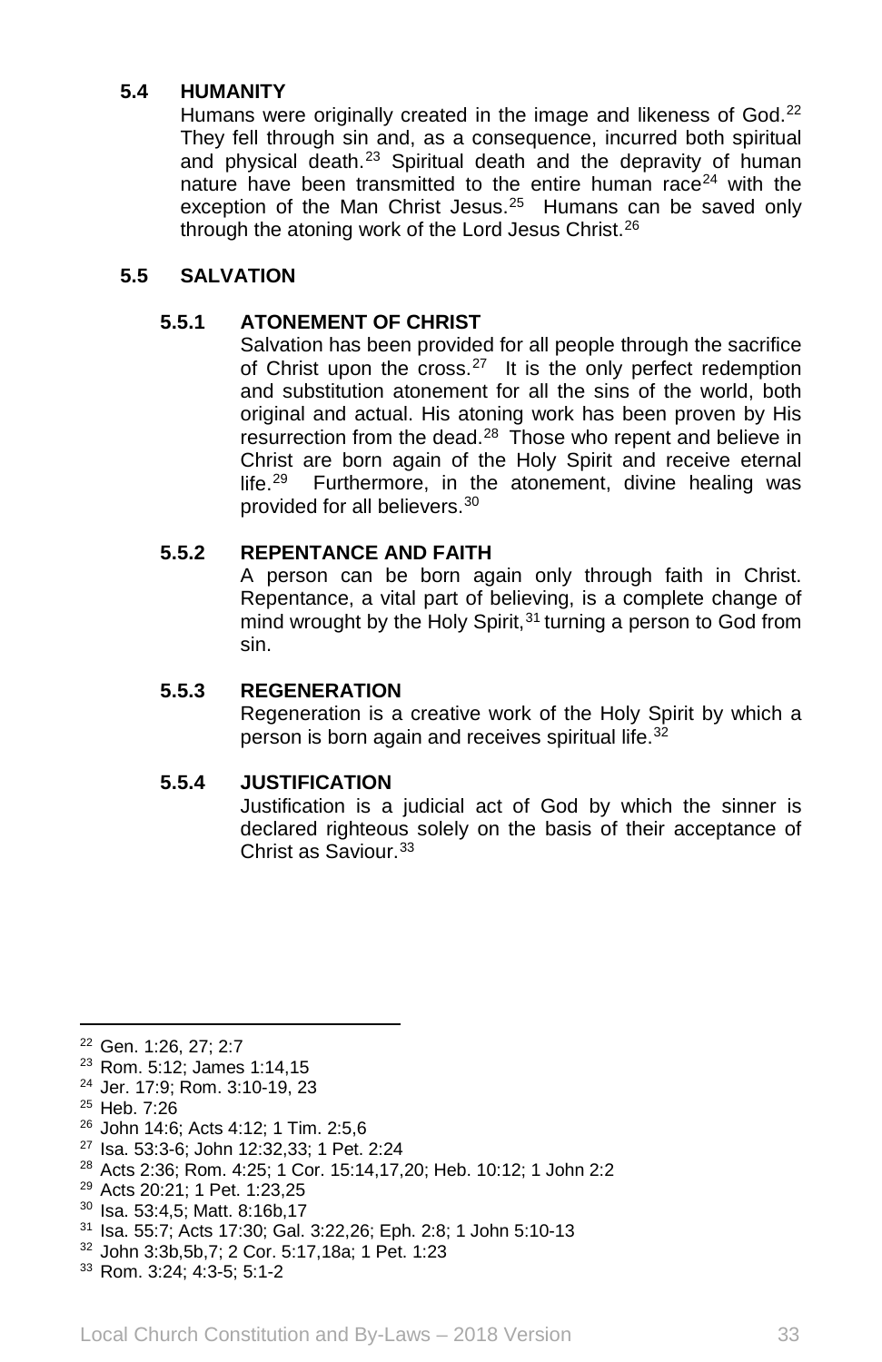## 5.4 HUMANITY

Humans were originally created in the image and likeness of God.[22] They fell through sin and, as a consequence, incurred both spiritual and physical death.[23] Spiritual death and the depravity of human nature have been transmitted to the entire human race[24] with the exception of the Man Christ Jesus.[25] Humans can be saved only through the atoning work of the Lord Jesus Christ.[26]

## 5.5 SALVATION

### 5.5.1 ATONEMENT OF CHRIST

Salvation has been provided for all people through the sacrifice of Christ upon the cross.[27] It is the only perfect redemption and substitution atonement for all the sins of the world, both original and actual. His atoning work has been proven by His resurrection from the dead.[28] Those who repent and believe in Christ are born again of the Holy Spirit and receive eternal life.[29] Furthermore, in the atonement, divine healing was provided for all believers.[30]

### 5.5.2 REPENTANCE AND FAITH

A person can be born again only through faith in Christ. Repentance, a vital part of believing, is a complete change of mind wrought by the Holy Spirit,[31] turning a person to God from sin.

### 5.5.3 REGENERATION

Regeneration is a creative work of the Holy Spirit by which a person is born again and receives spiritual life.[32]

### 5.5.4 JUSTIFICATION

Justification is a judicial act of God by which the sinner is declared righteous solely on the basis of their acceptance of Christ as Saviour.[33]

---

[22] Gen. 1:26, 27; 2:7
[23] Rom. 5:12; James 1:14,15
[24] Jer. 17:9; Rom. 3:10-19, 23
[25] Heb. 7:26
[26] John 14:6; Acts 4:12; 1 Tim. 2:5,6
[27] Isa. 53:3-6; John 12:32,33; 1 Pet. 2:24
[28] Acts 2:36; Rom. 4:25; 1 Cor. 15:14,17,20; Heb. 10:12; 1 John 2:2
[29] Acts 20:21; 1 Pet. 1:23,25
[30] Isa. 53:4,5; Matt. 8:16b,17
[31] Isa. 55:7; Acts 17:30; Gal. 3:22,26; Eph. 2:8; 1 John 5:10-13
[32] John 3:3b,5b,7; 2 Cor. 5:17,18a; 1 Pet. 1:23
[33] Rom. 3:24; 4:3-5; 5:1-2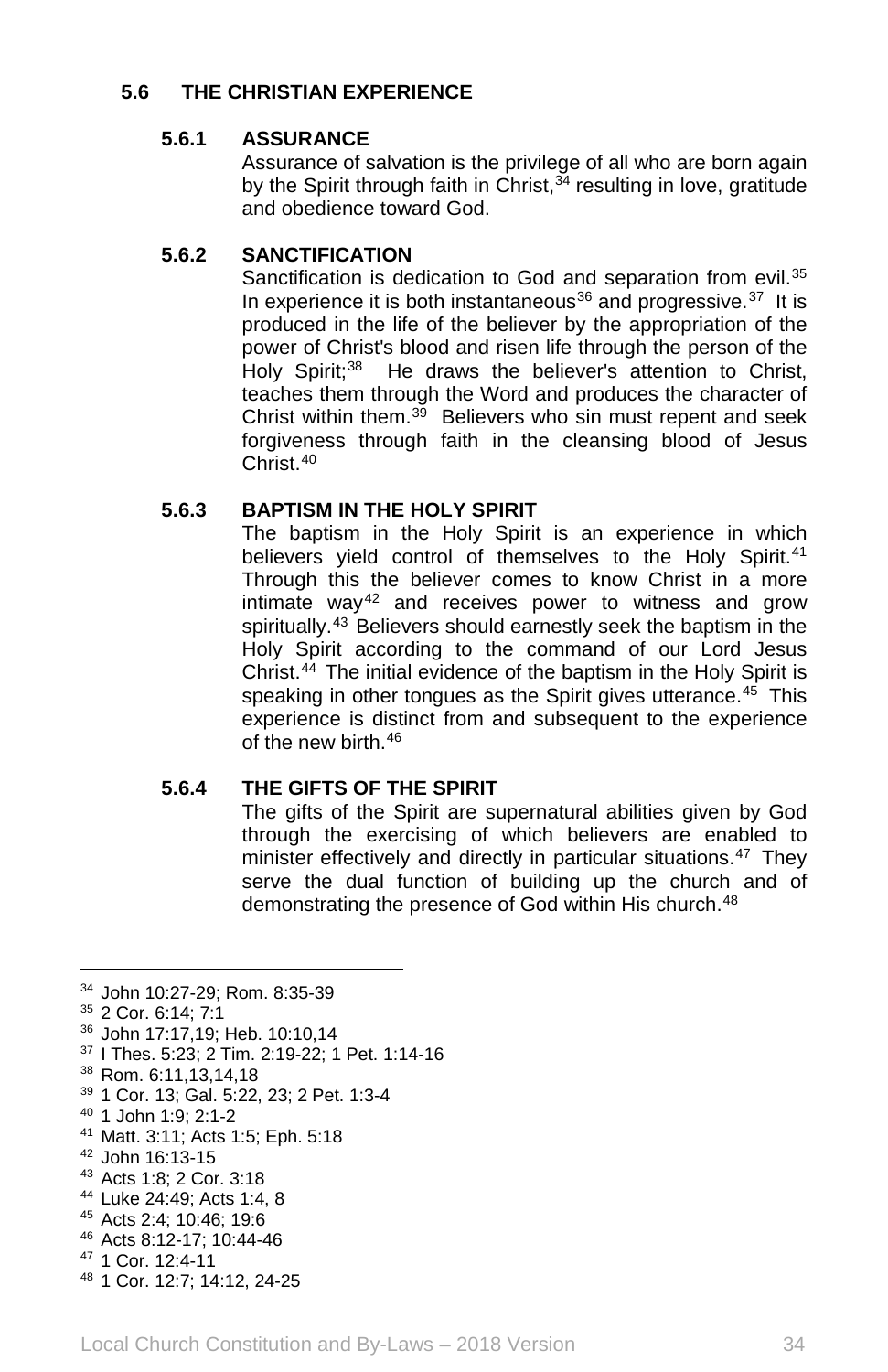## 5.6 THE CHRISTIAN EXPERIENCE

### 5.6.1 ASSURANCE

Assurance of salvation is the privilege of all who are born again by the Spirit through faith in Christ,[34] resulting in love, gratitude and obedience toward God.

### 5.6.2 SANCTIFICATION

Sanctification is dedication to God and separation from evil.[35] In experience it is both instantaneous[36] and progressive.[37] It is produced in the life of the believer by the appropriation of the power of Christ's blood and risen life through the person of the Holy Spirit;[38] He draws the believer's attention to Christ, teaches them through the Word and produces the character of Christ within them.[39] Believers who sin must repent and seek forgiveness through faith in the cleansing blood of Jesus Christ.[40]

### 5.6.3 BAPTISM IN THE HOLY SPIRIT

The baptism in the Holy Spirit is an experience in which believers yield control of themselves to the Holy Spirit.[41] Through this the believer comes to know Christ in a more intimate way[42] and receives power to witness and grow spiritually.[43] Believers should earnestly seek the baptism in the Holy Spirit according to the command of our Lord Jesus Christ.[44] The initial evidence of the baptism in the Holy Spirit is speaking in other tongues as the Spirit gives utterance.[45] This experience is distinct from and subsequent to the experience of the new birth.[46]

### 5.6.4 THE GIFTS OF THE SPIRIT

The gifts of the Spirit are supernatural abilities given by God through the exercising of which believers are enabled to minister effectively and directly in particular situations.[47] They serve the dual function of building up the church and of demonstrating the presence of God within His church.[48]

---

[34] John 10:27-29; Rom. 8:35-39
[35] 2 Cor. 6:14; 7:1
[36] John 17:17,19; Heb. 10:10,14
[37] I Thes. 5:23; 2 Tim. 2:19-22; 1 Pet. 1:14-16
[38] Rom. 6:11,13,14,18
[39] 1 Cor. 13; Gal. 5:22, 23; 2 Pet. 1:3-4
[40] 1 John 1:9; 2:1-2
[41] Matt. 3:11; Acts 1:5; Eph. 5:18
[42] John 16:13-15
[43] Acts 1:8; 2 Cor. 3:18
[44] Luke 24:49; Acts 1:4, 8
[45] Acts 2:4; 10:46; 19:6
[46] Acts 8:12-17; 10:44-46
[47] 1 Cor. 12:4-11
[48] 1 Cor. 12:7; 14:12, 24-25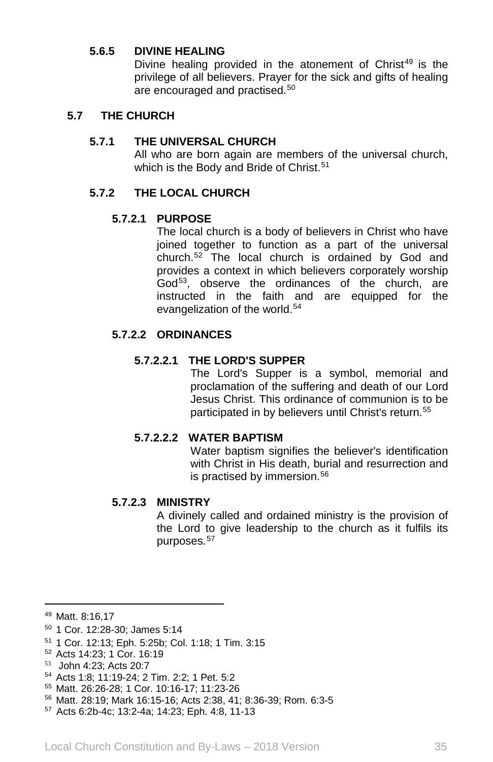#### 5.6.5 DIVINE HEALING

Divine healing provided in the atonement of Christ[49] is the privilege of all believers. Prayer for the sick and gifts of healing are encouraged and practised.[50]

## 5.7 THE CHURCH

### 5.7.1 THE UNIVERSAL CHURCH

All who are born again are members of the universal church, which is the Body and Bride of Christ.[51]

### 5.7.2 THE LOCAL CHURCH

#### 5.7.2.1 PURPOSE

The local church is a body of believers in Christ who have joined together to function as a part of the universal church.[52] The local church is ordained by God and provides a context in which believers corporately worship God[53], observe the ordinances of the church, are instructed in the faith and are equipped for the evangelization of the world.[54]

#### 5.7.2.2 ORDINANCES

##### 5.7.2.2.1 THE LORD'S SUPPER

The Lord's Supper is a symbol, memorial and proclamation of the suffering and death of our Lord Jesus Christ. This ordinance of communion is to be participated in by believers until Christ's return.[55]

##### 5.7.2.2.2 WATER BAPTISM

Water baptism signifies the believer's identification with Christ in His death, burial and resurrection and is practised by immersion.[56]

#### 5.7.2.3 MINISTRY

A divinely called and ordained ministry is the provision of the Lord to give leadership to the church as it fulfils its purposes.[57]

---

[49] Matt. 8:16,17
[50] 1 Cor. 12:28-30; James 5:14
[51] 1 Cor. 12:13; Eph. 5:25b; Col. 1:18; 1 Tim. 3:15
[52] Acts 14:23; 1 Cor. 16:19
[53] John 4:23; Acts 20:7
[54] Acts 1:8; 11:19-24; 2 Tim. 2:2; 1 Pet. 5:2
[55] Matt. 26:26-28; 1 Cor. 10:16-17; 11:23-26
[56] Matt. 28:19; Mark 16:15-16; Acts 2:38, 41; 8:36-39; Rom. 6:3-5
[57] Acts 6:2b-4c; 13:2-4a; 14:23; Eph. 4:8, 11-13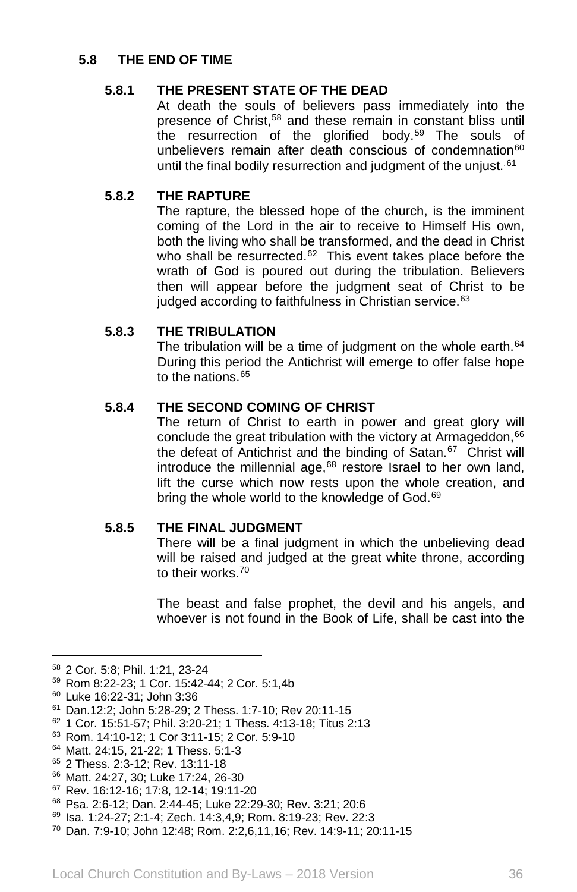## 5.8 THE END OF TIME

### 5.8.1 THE PRESENT STATE OF THE DEAD

At death the souls of believers pass immediately into the presence of Christ,[58] and these remain in constant bliss until the resurrection of the glorified body.[59] The souls of unbelievers remain after death conscious of condemnation[60] until the final bodily resurrection and judgment of the unjust.[61]

### 5.8.2 THE RAPTURE

The rapture, the blessed hope of the church, is the imminent coming of the Lord in the air to receive to Himself His own, both the living who shall be transformed, and the dead in Christ who shall be resurrected.[62] This event takes place before the wrath of God is poured out during the tribulation. Believers then will appear before the judgment seat of Christ to be judged according to faithfulness in Christian service.[63]

### 5.8.3 THE TRIBULATION

The tribulation will be a time of judgment on the whole earth.[64] During this period the Antichrist will emerge to offer false hope to the nations.[65]

### 5.8.4 THE SECOND COMING OF CHRIST

The return of Christ to earth in power and great glory will conclude the great tribulation with the victory at Armageddon,[66] the defeat of Antichrist and the binding of Satan.[67] Christ will introduce the millennial age,[68] restore Israel to her own land, lift the curse which now rests upon the whole creation, and bring the whole world to the knowledge of God.[69]

### 5.8.5 THE FINAL JUDGMENT

There will be a final judgment in which the unbelieving dead will be raised and judged at the great white throne, according to their works.[70]

The beast and false prophet, the devil and his angels, and whoever is not found in the Book of Life, shall be cast into the

---

58 2 Cor. 5:8; Phil. 1:21, 23-24
59 Rom 8:22-23; 1 Cor. 15:42-44; 2 Cor. 5:1,4b
60 Luke 16:22-31; John 3:36
61 Dan.12:2; John 5:28-29; 2 Thess. 1:7-10; Rev 20:11-15
62 1 Cor. 15:51-57; Phil. 3:20-21; 1 Thess. 4:13-18; Titus 2:13
63 Rom. 14:10-12; 1 Cor 3:11-15; 2 Cor. 5:9-10
64 Matt. 24:15, 21-22; 1 Thess. 5:1-3
65 2 Thess. 2:3-12; Rev. 13:11-18
66 Matt. 24:27, 30; Luke 17:24, 26-30
67 Rev. 16:12-16; 17:8, 12-14; 19:11-20
68 Psa. 2:6-12; Dan. 2:44-45; Luke 22:29-30; Rev. 3:21; 20:6
69 Isa. 1:24-27; 2:1-4; Zech. 14:3,4,9; Rom. 8:19-23; Rev. 22:3
70 Dan. 7:9-10; John 12:48; Rom. 2:2,6,11,16; Rev. 14:9-11; 20:11-15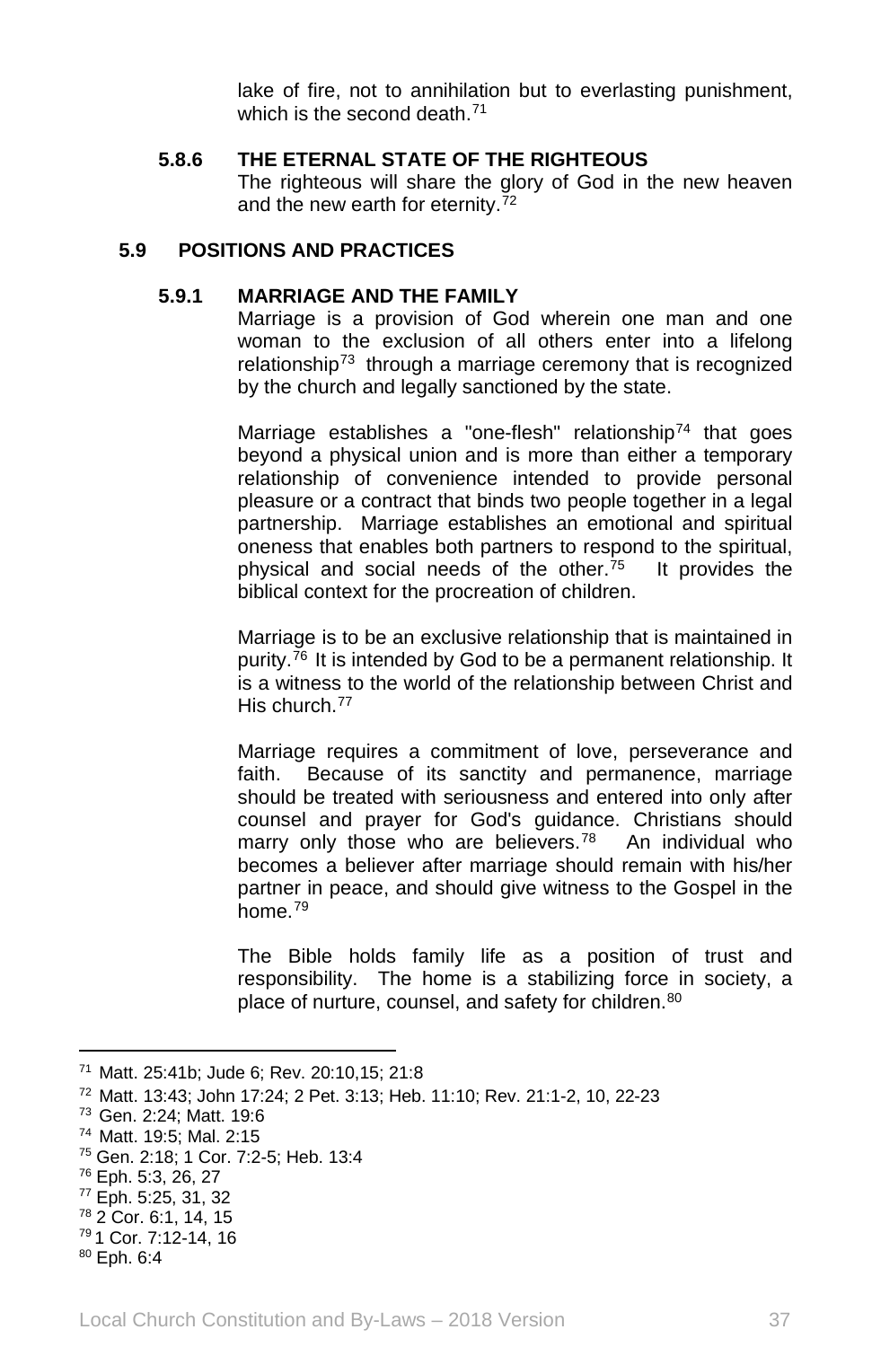lake of fire, not to annihilation but to everlasting punishment, which is the second death.[71]

#### 5.8.6 THE ETERNAL STATE OF THE RIGHTEOUS

The righteous will share the glory of God in the new heaven and the new earth for eternity.[72]

### 5.9 POSITIONS AND PRACTICES

#### 5.9.1 MARRIAGE AND THE FAMILY

Marriage is a provision of God wherein one man and one woman to the exclusion of all others enter into a lifelong relationship[73] through a marriage ceremony that is recognized by the church and legally sanctioned by the state.

Marriage establishes a "one-flesh" relationship[74] that goes beyond a physical union and is more than either a temporary relationship of convenience intended to provide personal pleasure or a contract that binds two people together in a legal partnership. Marriage establishes an emotional and spiritual oneness that enables both partners to respond to the spiritual, physical and social needs of the other.[75] It provides the biblical context for the procreation of children.

Marriage is to be an exclusive relationship that is maintained in purity.[76] It is intended by God to be a permanent relationship. It is a witness to the world of the relationship between Christ and His church.[77]

Marriage requires a commitment of love, perseverance and faith. Because of its sanctity and permanence, marriage should be treated with seriousness and entered into only after counsel and prayer for God's guidance. Christians should marry only those who are believers.[78] An individual who becomes a believer after marriage should remain with his/her partner in peace, and should give witness to the Gospel in the home.[79]

The Bible holds family life as a position of trust and responsibility. The home is a stabilizing force in society, a place of nurture, counsel, and safety for children.[80]

---

[71] Matt. 25:41b; Jude 6; Rev. 20:10,15; 21:8

[72] Matt. 13:43; John 17:24; 2 Pet. 3:13; Heb. 11:10; Rev. 21:1-2, 10, 22-23

[73] Gen. 2:24; Matt. 19:6

[74] Matt. 19:5; Mal. 2:15

[75] Gen. 2:18; 1 Cor. 7:2-5; Heb. 13:4

[76] Eph. 5:3, 26, 27

[77] Eph. 5:25, 31, 32

[78] 2 Cor. 6:1, 14, 15

[79] 1 Cor. 7:12-14, 16

[80] Eph. 6:4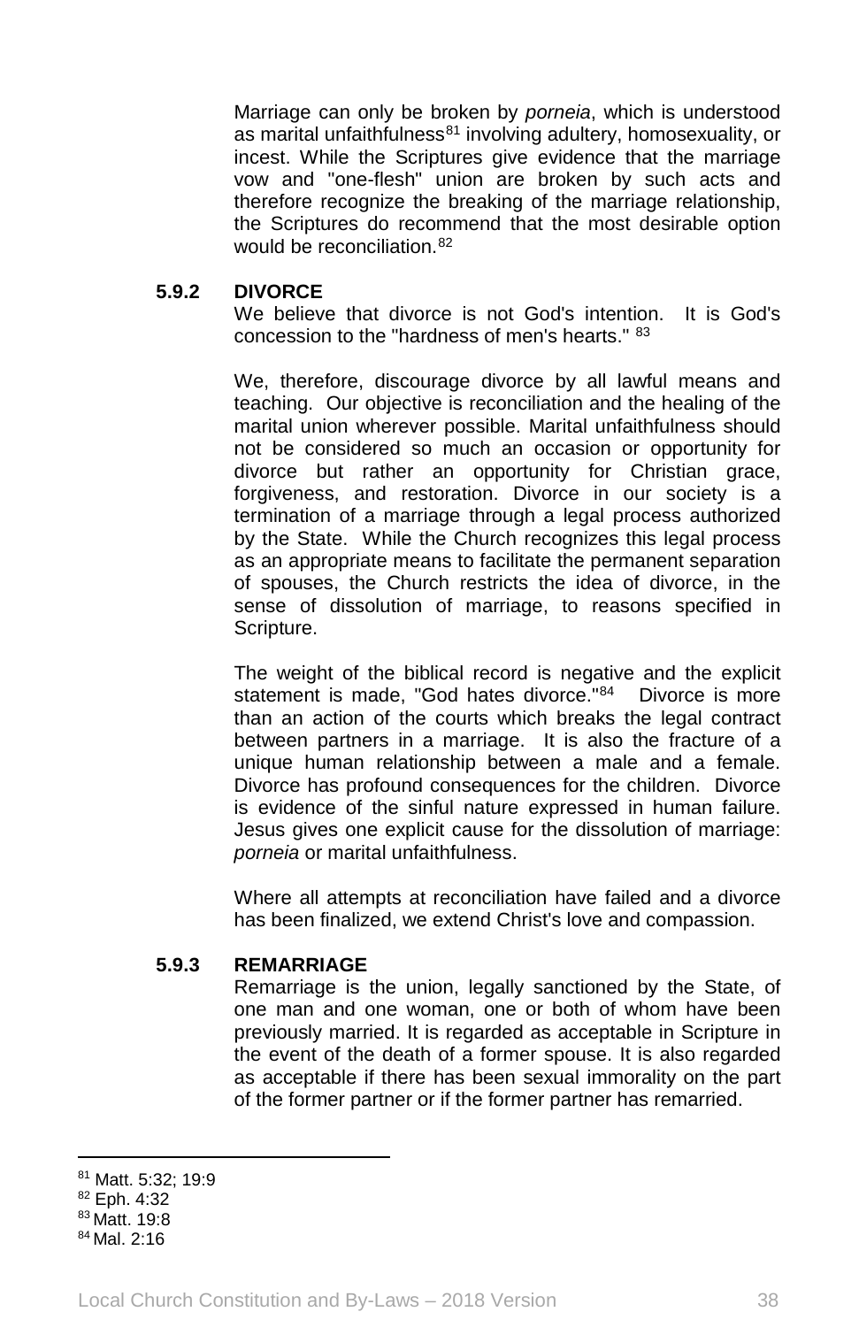Marriage can only be broken by *porneia*, which is understood as marital unfaithfulness[81] involving adultery, homosexuality, or incest. While the Scriptures give evidence that the marriage vow and "one-flesh" union are broken by such acts and therefore recognize the breaking of the marriage relationship, the Scriptures do recommend that the most desirable option would be reconciliation.[82]

### 5.9.2 DIVORCE

We believe that divorce is not God's intention. It is God's concession to the "hardness of men's hearts." [83]

We, therefore, discourage divorce by all lawful means and teaching. Our objective is reconciliation and the healing of the marital union wherever possible. Marital unfaithfulness should not be considered so much an occasion or opportunity for divorce but rather an opportunity for Christian grace, forgiveness, and restoration. Divorce in our society is a termination of a marriage through a legal process authorized by the State. While the Church recognizes this legal process as an appropriate means to facilitate the permanent separation of spouses, the Church restricts the idea of divorce, in the sense of dissolution of marriage, to reasons specified in Scripture.

The weight of the biblical record is negative and the explicit statement is made, "God hates divorce."[84] Divorce is more than an action of the courts which breaks the legal contract between partners in a marriage. It is also the fracture of a unique human relationship between a male and a female. Divorce has profound consequences for the children. Divorce is evidence of the sinful nature expressed in human failure. Jesus gives one explicit cause for the dissolution of marriage: *porneia* or marital unfaithfulness.

Where all attempts at reconciliation have failed and a divorce has been finalized, we extend Christ's love and compassion.

### 5.9.3 REMARRIAGE

Remarriage is the union, legally sanctioned by the State, of one man and one woman, one or both of whom have been previously married. It is regarded as acceptable in Scripture in the event of the death of a former spouse. It is also regarded as acceptable if there has been sexual immorality on the part of the former partner or if the former partner has remarried.

---

[81] Matt. 5:32; 19:9
[82] Eph. 4:32
[83] Matt. 19:8
[84] Mal. 2:16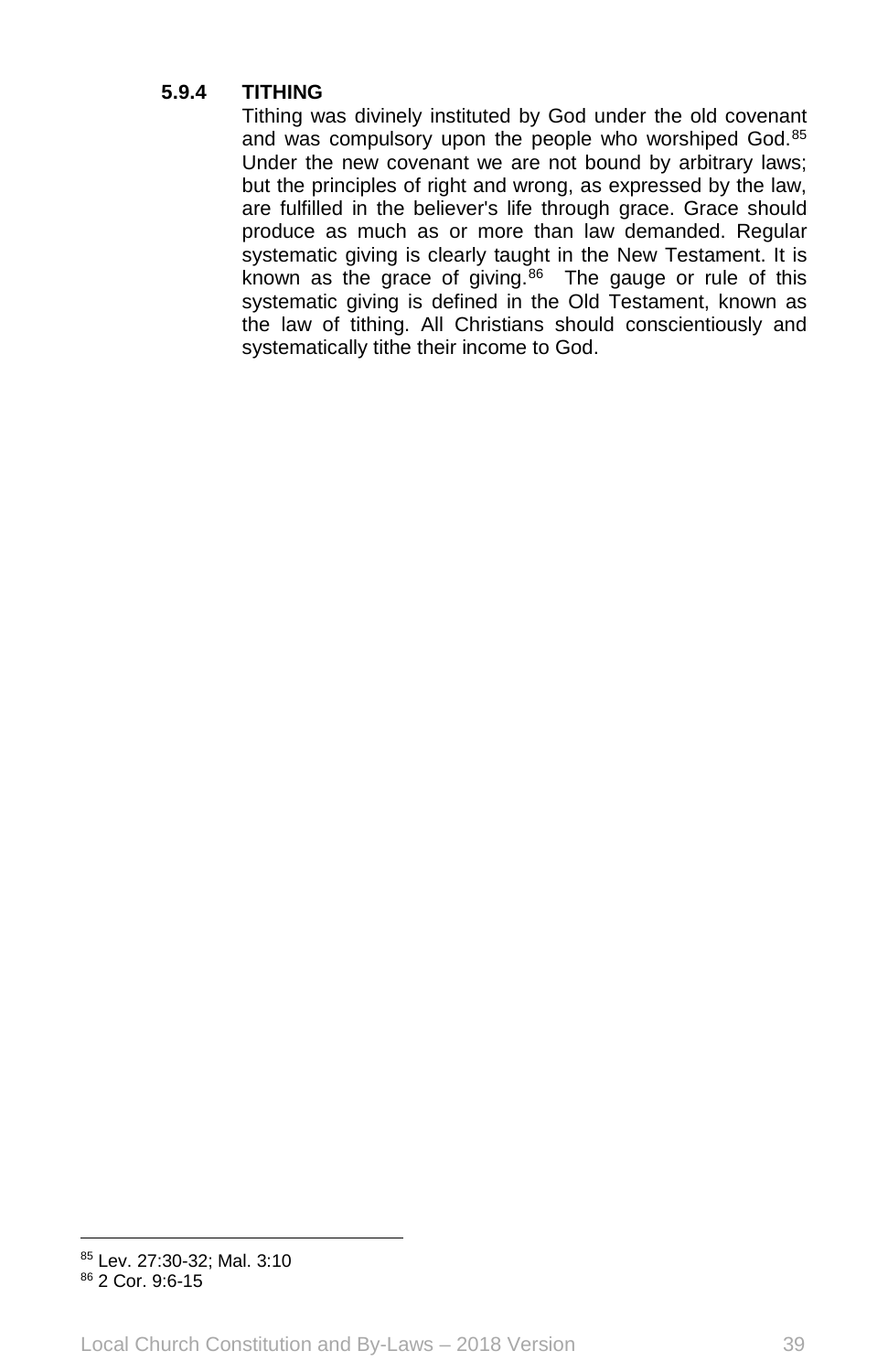### 5.9.4 TITHING

Tithing was divinely instituted by God under the old covenant and was compulsory upon the people who worshiped God.[85] Under the new covenant we are not bound by arbitrary laws; but the principles of right and wrong, as expressed by the law, are fulfilled in the believer's life through grace. Grace should produce as much as or more than law demanded. Regular systematic giving is clearly taught in the New Testament. It is known as the grace of giving.[86] The gauge or rule of this systematic giving is defined in the Old Testament, known as the law of tithing. All Christians should conscientiously and systematically tithe their income to God.

---

[85] Lev. 27:30-32; Mal. 3:10
[86] 2 Cor. 9:6-15